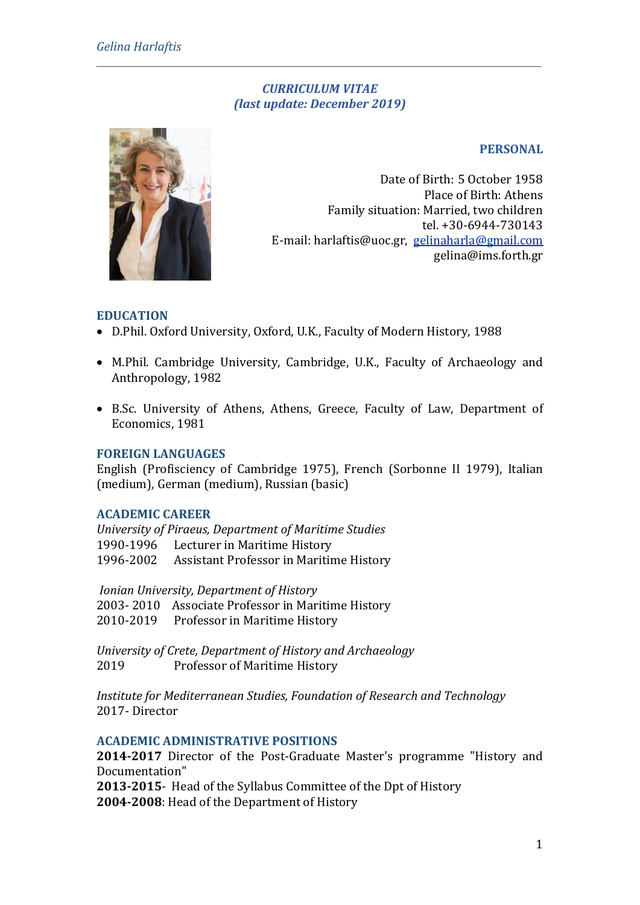# *CURRICULUM VITAE*
## *(last update: December 2019)*

## PERSONAL

Date of Birth: 5 October 1958
Place of Birth: Athens
Family situation: Married, two children
tel. +30-6944-730143
E-mail: harlaftis@uoc.gr, gelinaharla@gmail.com
gelina@ims.forth.gr

## EDUCATION

- D.Phil. Oxford University, Oxford, U.K., Faculty of Modern History, 1988
- M.Phil. Cambridge University, Cambridge, U.K., Faculty of Archaeology and Anthropology, 1982
- B.Sc. University of Athens, Athens, Greece, Faculty of Law, Department of Economics, 1981

## FOREIGN LANGUAGES

English (Profisciency of Cambridge 1975), French (Sorbonne II 1979), Italian (medium), German (medium), Russian (basic)

## ACADEMIC CAREER

*University of Piraeus, Department of Maritime Studies*
1990-1996 Lecturer in Maritime History
1996-2002 Assistant Professor in Maritime History

*Ionian University, Department of History*
2003- 2010 Associate Professor in Maritime History
2010-2019 Professor in Maritime History

*University of Crete, Department of History and Archaeology*
2019 Professor of Maritime History

*Institute for Mediterranean Studies, Foundation of Research and Technology*
2017- Director

## ACADEMIC ADMINISTRATIVE POSITIONS

**2014-2017** Director of the Post-Graduate Master's programme "History and Documentation"
**2013-2015**- Head of the Syllabus Committee of the Dpt of History
**2004-2008**: Head of the Department of History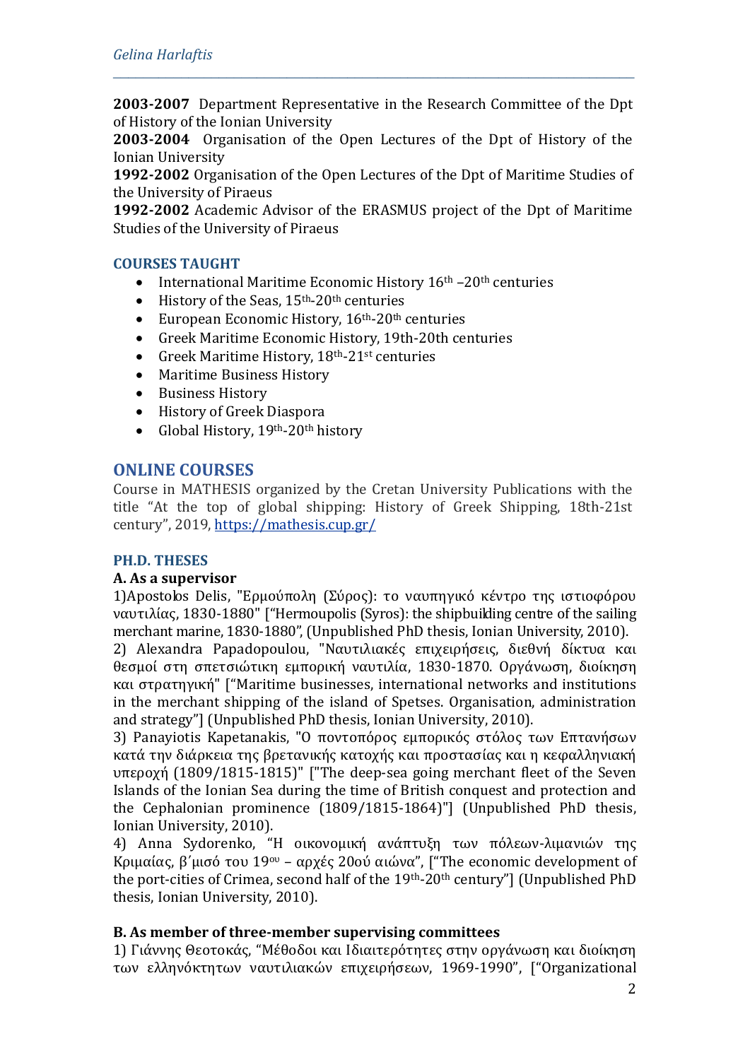**2003-2007** Department Representative in the Research Committee of the Dpt of History of the Ionian University
**2003-2004** Organisation of the Open Lectures of the Dpt of History of the Ionian University
**1992-2002** Organisation of the Open Lectures of the Dpt of Maritime Studies of the University of Piraeus
**1992-2002** Academic Advisor of the ERASMUS project of the Dpt of Maritime Studies of the University of Piraeus

### COURSES TAUGHT

- International Maritime Economic History 16th –20th centuries
- History of the Seas, 15th-20th centuries
- European Economic History, 16th-20th centuries
- Greek Maritime Economic History, 19th-20th centuries
- Greek Maritime History, 18th-21st centuries
- Maritime Business History
- Business History
- History of Greek Diaspora
- Global History, 19th-20th history

## ONLINE COURSES

Course in MATHESIS organized by the Cretan University Publications with the title "At the top of global shipping: History of Greek Shipping, 18th-21st century", 2019, https://mathesis.cup.gr/

### PH.D. THESES

**A. As a supervisor**

1)Apostolos Delis, "Ερμούπολη (Σύρος): το ναυπηγικό κέντρο της ιστιοφόρου ναυτιλίας, 1830-1880" ["Hermoupolis (Syros): the shipbuilding centre of the sailing merchant marine, 1830-1880", (Unpublished PhD thesis, Ionian University, 2010).

2) Alexandra Papadopoulou, "Ναυτιλιακές επιχειρήσεις, διεθνή δίκτυα και θεσμοί στη σπετσιώτικη εμπορική ναυτιλία, 1830-1870. Οργάνωση, διοίκηση και στρατηγική" ["Maritime businesses, international networks and institutions in the merchant shipping of the island of Spetses. Organisation, administration and strategy"] (Unpublished PhD thesis, Ionian University, 2010).

3) Panayiotis Kapetanakis, "Ο ποντοπόρος εμπορικός στόλος των Επτανήσων κατά την διάρκεια της βρετανικής κατοχής και προστασίας και η κεφαλληνιακή υπεροχή (1809/1815-1815)" ["The deep-sea going merchant fleet of the Seven Islands of the Ionian Sea during the time of British conquest and protection and the Cephalonian prominence (1809/1815-1864)"] (Unpublished PhD thesis, Ionian University, 2010).

4) Anna Sydorenko, "Η οικονομική ανάπτυξη των πόλεων-λιμανιών της Κριμαίας, β΄μισό του 19ου – αρχές 20ού αιώνα", ["The economic development of the port-cities of Crimea, second half of the 19th-20th century"] (Unpublished PhD thesis, Ionian University, 2010).

**B. As member of three-member supervising committees**

1) Γιάννης Θεοτοκάς, "Μέθοδοι και Ιδιαιτερότητες στην οργάνωση και διοίκηση των ελληνόκτητων ναυτιλιακών επιχειρήσεων, 1969-1990", ["Organizational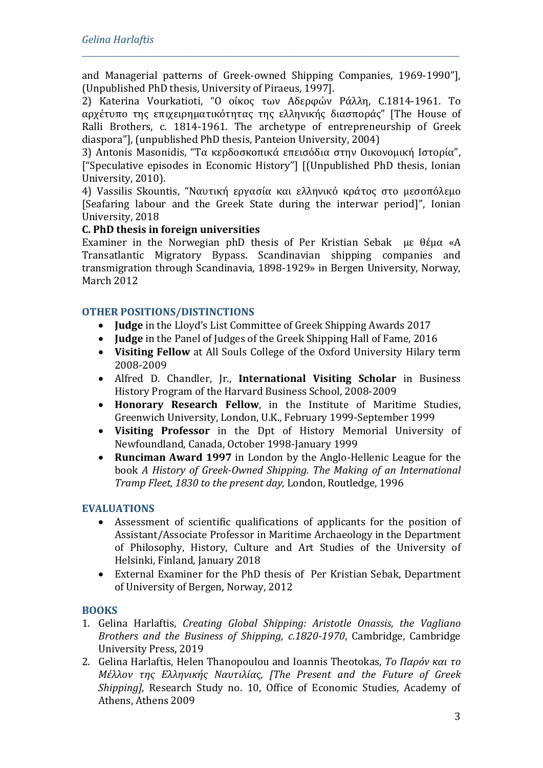and Managerial patterns of Greek-owned Shipping Companies, 1969-1990"], (Unpublished PhD thesis, University of Piraeus, 1997].

2) Katerina Vourkatioti, "Ο οίκος των Αδερφών Ράλλη, C.1814-1961. Το αρχέτυπο της επιχειρηματικότητας της ελληνικής διασποράς" [The House of Ralli Brothers, c. 1814-1961. The archetype of entrepreneurship of Greek diaspora"], (unpublished PhD thesis, Panteion University, 2004)

3) Antonis Masonidis, "Τα κερδοσκοπικά επεισόδια στην Οικονομική Ιστορία", ["Speculative episodes in Economic History"] [(Unpublished PhD thesis, Ionian University, 2010).

4) Vassilis Skountis, "Ναυτική εργασία και ελληνικό κράτος στο μεσοπόλεμο [Seafaring labour and the Greek State during the interwar period]", Ionian University, 2018

**C. PhD thesis in foreign universities**

Examiner in the Norwegian phD thesis of Per Kristian Sebak με θέμα «A Transatlantic Migratory Bypass. Scandinavian shipping companies and transmigration through Scandinavia, 1898-1929» in Bergen University, Norway, March 2012

## OTHER POSITIONS/DISTINCTIONS

- **Judge** in the Lloyd's List Committee of Greek Shipping Awards 2017
- **Judge** in the Panel of Judges of the Greek Shipping Hall of Fame, 2016
- **Visiting Fellow** at All Souls College of the Oxford University Hilary term 2008-2009
- Alfred D. Chandler, Jr., **International Visiting Scholar** in Business History Program of the Harvard Business School, 2008-2009
- **Honorary Research Fellow**, in the Institute of Maritime Studies, Greenwich University, London, U.K., February 1999-September 1999
- **Visiting Professor** in the Dpt of History Memorial University of Newfoundland, Canada, October 1998-January 1999
- **Runciman Award 1997** in London by the Anglo-Hellenic League for the book *A History of Greek-Owned Shipping. The Making of an International Tramp Fleet, 1830 to the present day*, London, Routledge, 1996

## EVALUATIONS

- Assessment of scientific qualifications of applicants for the position of Assistant/Associate Professor in Maritime Archaeology in the Department of Philosophy, History, Culture and Art Studies of the University of Helsinki, Finland, January 2018
- External Examiner for the PhD thesis of Per Kristian Sebak, Department of University of Bergen, Norway, 2012

## BOOKS

1. Gelina Harlaftis, *Creating Global Shipping: Aristotle Onassis, the Vagliano Brothers and the Business of Shipping, c.1820-1970*, Cambridge, Cambridge University Press, 2019
2. Gelina Harlaftis, Helen Thanopoulou and Ioannis Theotokas, *Το Παρόν και το Μέλλον της Ελληνικής Ναυτιλίας, [The Present and the Future of Greek Shipping],* Research Study no. 10, Office of Economic Studies, Academy of Athens, Athens 2009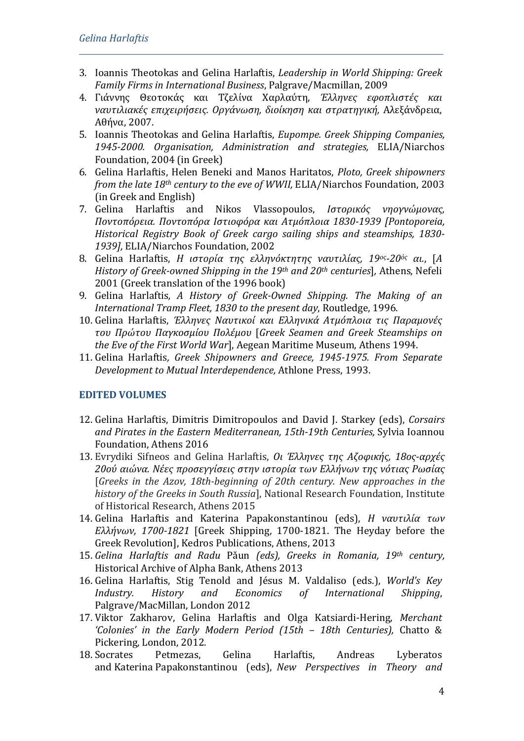3. Ioannis Theotokas and Gelina Harlaftis, *Leadership in World Shipping: Greek Family Firms in International Business*, Palgrave/Macmillan, 2009
4. Γιάννης Θεοτοκάς και Τζελίνα Χαρλαύτη, *Έλληνες εφοπλιστές και ναυτιλιακές επιχειρήσεις. Οργάνωση, διοίκηση και στρατηγική*, Αλεξάνδρεια, Αθήνα, 2007.
5. Ioannis Theotokas and Gelina Harlaftis, *Eupompe. Greek Shipping Companies, 1945-2000. Organisation, Administration and strategies,* ELIA/Niarchos Foundation, 2004 (in Greek)
6. Gelina Harlaftis, Helen Beneki and Manos Haritatos, *Ploto, Greek shipowners from the late 18th century to the eve of WWII,* ELIA/Niarchos Foundation, 2003 (in Greek and English)
7. Gelina Harlaftis and Nikos Vlassopoulos, *Ιστορικός νηογνώμονας, Ποντοπόρεια. Ποντοπόρα Ιστιοφόρα και Ατμόπλοια 1830-1939 [Pontoporeia, Historical Registry Book of Greek cargo sailing ships and steamships, 1830-1939],* ELIA/Niarchos Foundation, 2002
8. Gelina Harlaftis, *Η ιστορία της ελληνόκτητης ναυτιλίας, 19ος-20ός αι.*, [*A History of Greek-owned Shipping in the 19th and 20th centuries*], Athens, Nefeli 2001 (Greek translation of the 1996 book)
9. Gelina Harlaftis*, A History of Greek-Owned Shipping. The Making of an International Tramp Fleet, 1830 to the present day*, Routledge, 1996.
10. Gelina Harlaftis, *Έλληνες Ναυτικοί και Ελληνικά Ατμόπλοια τις Παραμονές του Πρώτου Παγκοσμίου Πολέμου* [*Greek Seamen and Greek Steamships on the Eve of the First World War*], Aegean Maritime Museum, Athens 1994.
11. Gelina Harlaftis*, Greek Shipowners and Greece, 1945-1975. From Separate Development to Mutual Interdependence,* Athlone Press, 1993.

## EDITED VOLUMES

12. Gelina Harlaftis, Dimitris Dimitropoulos and David J. Starkey (eds), *Corsairs and Pirates in the Eastern Mediterranean, 15th-19th Centuries,* Sylvia Ioannou Foundation, Athens 2016
13. Evrydiki Sifneos and Gelina Harlaftis, *Οι Έλληνες της Αζοφικής, 18ος-αρχές 20ού αιώνα. Νέες προσεγγίσεις στην ιστορία των Ελλήνων της νότιας Ρωσίας* [*Greeks in the Azov, 18th-beginning of 20th century. New approaches in the history of the Greeks in South Russia*], National Research Foundation, Institute of Historical Research, Athens 2015
14. Gelina Harlaftis and Katerina Papakonstantinou (eds), *Η ναυτιλία των Ελλήνων, 1700-1821* [Greek Shipping, 1700-1821. The Heyday before the Greek Revolution], Kedros Publications, Athens, 2013
15. *Gelina Harlaftis and Radu* Păun *(eds), Greeks in Romania, 19th century,* Historical Archive of Alpha Bank, Athens 2013
16. Gelina Harlaftis, Stig Tenold and Jésus M. Valdaliso (eds.), *World's Key Industry. History and Economics of International Shipping*, Palgrave/MacMillan, London 2012
17. Viktor Zakharov, Gelina Harlaftis and Olga Katsiardi-Hering, *Merchant 'Colonies' in the Early Modern Period (15th – 18th Centuries),* Chatto & Pickering, London, 2012.
18. Socrates Petmezas, Gelina Harlaftis, Andreas Lyberatos and Katerina Papakonstantinou (eds), *New Perspectives in Theory and*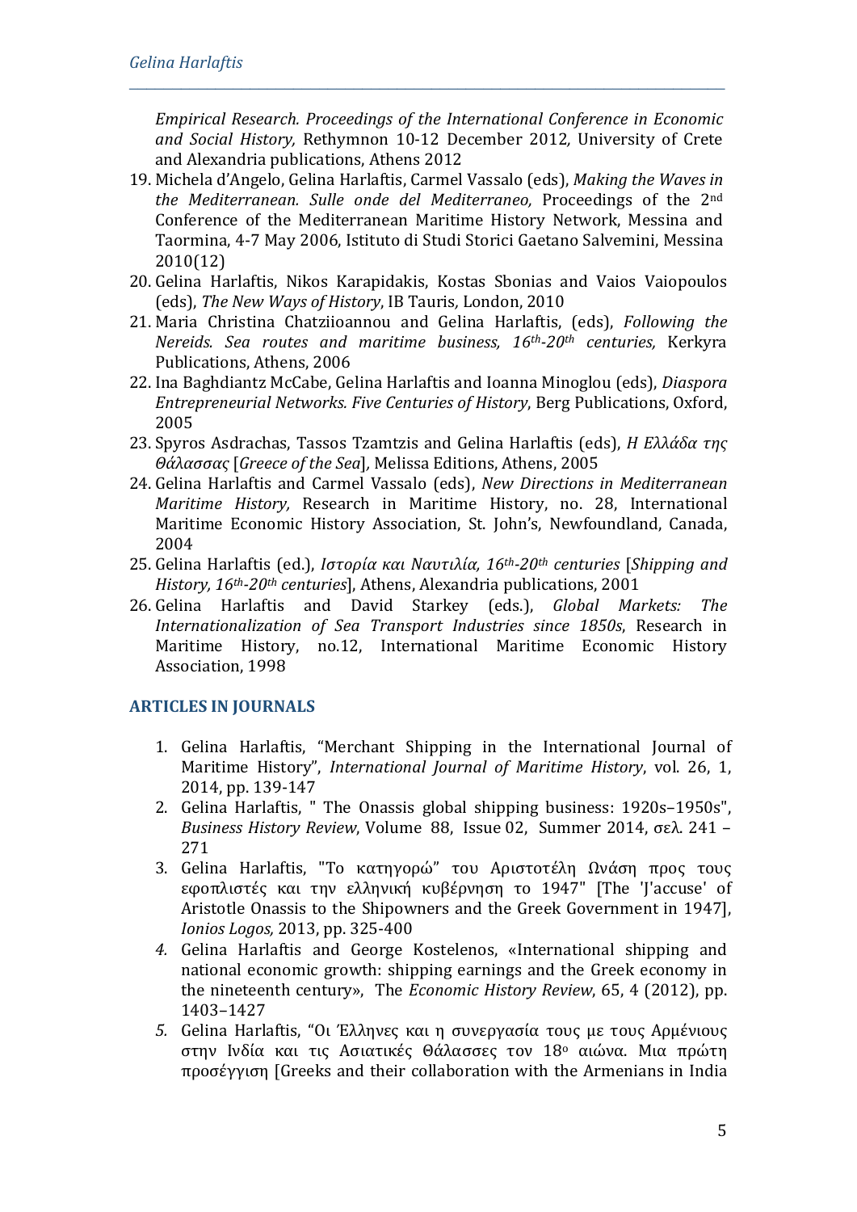*Empirical Research. Proceedings of the International Conference in Economic and Social History,* Rethymnon 10-12 December 2012*,* University of Crete and Alexandria publications, Athens 2012

19. Michela d'Angelo, Gelina Harlaftis, Carmel Vassalo (eds), *Making the Waves in the Mediterranean. Sulle onde del Mediterraneo,* Proceedings of the 2nd Conference of the Mediterranean Maritime History Network, Messina and Taormina, 4-7 May 2006, Istituto di Studi Storici Gaetano Salvemini, Messina 2010(12)
20. Gelina Harlaftis, Nikos Karapidakis, Kostas Sbonias and Vaios Vaiopoulos (eds), *The New Ways of History*, IB Tauris*,* London, 2010
21. Maria Christina Chatziioannou and Gelina Harlaftis, (eds), *Following the Nereids. Sea routes and maritime business, 16th-20th centuries,* Kerkyra Publications, Athens, 2006
22. Ina Baghdiantz McCabe, Gelina Harlaftis and Ioanna Minoglou (eds), *Diaspora Entrepreneurial Networks. Five Centuries of History*, Berg Publications, Oxford, 2005
23. Spyros Asdrachas, Tassos Tzamtzis and Gelina Harlaftis (eds), *Η Ελλάδα της Θάλασσας* [*Greece of the Sea*]*,* Melissa Editions, Athens, 2005
24. Gelina Harlaftis and Carmel Vassalo (eds), *New Directions in Mediterranean Maritime History,* Research in Maritime History, no. 28, International Maritime Economic History Association, St. John's, Newfoundland, Canada, 2004
25. Gelina Harlaftis (ed.), *Ιστορία και Ναυτιλία, 16th-20th centuries* [*Shipping and History, 16th-20th centuries*], Athens, Alexandria publications, 2001
26. Gelina Harlaftis and David Starkey (eds.), *Global Markets: The Internationalization of Sea Transport Industries since 1850s*, Research in Maritime History, no.12, International Maritime Economic History Association, 1998

## ARTICLES IN JOURNALS

1. Gelina Harlaftis, "Merchant Shipping in the International Journal of Maritime History", *International Journal of Maritime History*, vol. 26, 1, 2014, pp. 139-147
2. Gelina Harlaftis, " The Onassis global shipping business: 1920s–1950s", *Business History Review*, Volume 88, Issue 02, Summer 2014, σελ. 241 – 271
3. Gelina Harlaftis, "Το κατηγορώ" του Αριστοτέλη Ωνάση προς τους εφοπλιστές και την ελληνική κυβέρνηση το 1947" [The 'J'accuse' of Aristotle Onassis to the Shipowners and the Greek Government in 1947], *Ionios Logos,* 2013, pp. 325-400
4. Gelina Harlaftis and George Kostelenos, «International shipping and national economic growth: shipping earnings and the Greek economy in the nineteenth century», The *Economic History Review*, 65, 4 (2012), pp. 1403–1427
5. Gelina Harlaftis, "Οι Έλληνες και η συνεργασία τους με τους Αρμένιους στην Ινδία και τις Ασιατικές Θάλασσες τον 18ο αιώνα. Μια πρώτη προσέγγιση [Greeks and their collaboration with the Armenians in India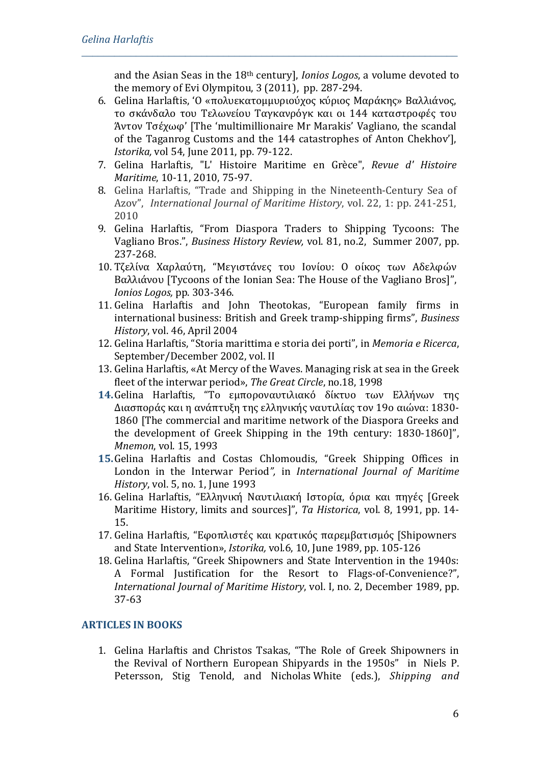and the Asian Seas in the 18th century], *Ionios Logos*, a volume devoted to the memory of Evi Olympitou, 3 (2011), pp. 287-294.

6. Gelina Harlaftis, ʻΟ «πολυεκατομμυριούχος κύριος Μαράκης» Βαλλιάνος, το σκάνδαλο του Τελωνείου Ταγκανρόγκ και οι 144 καταστροφές του Άντον Τσέχωφʼ [The ʻmultimillionaire Mr Marakisʼ Vagliano, the scandal of the Taganrog Customs and the 144 catastrophes of Anton Chekhovʼ], *Istorika,* vol 54, June 2011, pp. 79-122.
7. Gelina Harlaftis, "L' Histoire Maritime en Grèce", *Revue d' Histoire Maritime*, 10-11, 2010, 75-97.
8. Gelina Harlaftis, "Trade and Shipping in the Nineteenth-Century Sea of Azov", *International Journal of Maritime History*, vol. 22, 1: pp. 241-251, 2010
9. Gelina Harlaftis, "From Diaspora Traders to Shipping Tycoons: The Vagliano Bros.", *Business History Review,* vol. 81, no.2, Summer 2007, pp. 237-268.
10. Τζελίνα Χαρλαύτη, "Μεγιστάνες του Ιονίου: Ο οίκος των Αδελφών Βαλλιάνου [Tycoons of the Ionian Sea: The House of the Vagliano Bros]", *Ionios Logos,* pp. 303-346.
11. Gelina Harlaftis and John Theotokas, "European family firms in international business: British and Greek tramp-shipping firms", *Business History*, vol. 46, April 2004
12. Gelina Harlaftis, "Storia marittima e storia dei porti", in *Memoria e Ricerca*, September/December 2002, vol. II
13. Gelina Harlaftis, «At Mercy of the Waves. Managing risk at sea in the Greek fleet of the interwar period», *The Great Circle*, no.18, 1998
14. Gelina Harlaftis, "Το εμποροναυτιλιακό δίκτυο των Ελλήνων της Διασποράς και η ανάπτυξη της ελληνικής ναυτιλίας τον 19ο αιώνα: 1830-1860 [The commercial and maritime network of the Diaspora Greeks and the development of Greek Shipping in the 19th century: 1830-1860]", *Mnemon*, vol. 15, 1993
15. Gelina Harlaftis and Costas Chlomoudis, "Greek Shipping Offices in London in the Interwar Period*",* in *International Journal of Maritime History*, vol. 5, no. 1, June 1993
16. Gelina Harlaftis, "Ελληνική Ναυτιλιακή Ιστορία, όρια και πηγές [Greek Maritime History, limits and sources]", *Ta Historica*, vol. 8, 1991, pp. 14-15.
17. Gelina Harlaftis, "Εφοπλιστές και κρατικός παρεμβατισμός [Shipowners and State Intervention», *Istorika,* vol.6, 10, June 1989, pp. 105-126
18. Gelina Harlaftis, "Greek Shipowners and State Intervention in the 1940s: A Formal Justification for the Resort to Flags-of-Convenience?", *International Journal of Maritime History*, vol. I, no. 2, December 1989, pp. 37-63

## ARTICLES IN BOOKS

1. Gelina Harlaftis and Christos Tsakas, "The Role of Greek Shipowners in the Revival of Northern European Shipyards in the 1950s" in Niels P. Petersson, Stig Tenold, and Nicholas White (eds.), *Shipping and*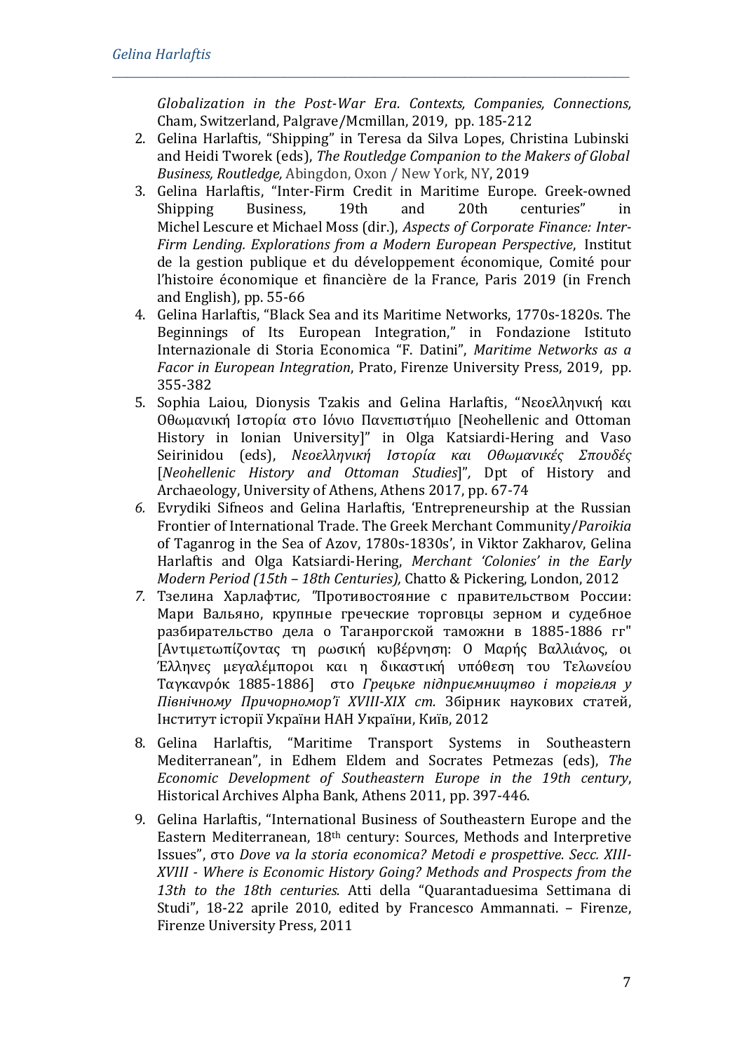*Globalization in the Post-War Era. Contexts, Companies, Connections,* Cham, Switzerland, Palgrave/Mcmillan, 2019, pp. 185-212

2. Gelina Harlaftis, “Shipping” in Teresa da Silva Lopes, Christina Lubinski and Heidi Tworek (eds), *The Routledge Companion to the Makers of Global Business, Routledge,* Abingdon, Oxon / New York, NY, 2019
3. Gelina Harlaftis, “Inter-Firm Credit in Maritime Europe. Greek-owned Shipping Business, 19th and 20th centuries” in Michel Lescure et Michael Moss (dir.), *Aspects of Corporate Finance: Inter-Firm Lending. Explorations from a Modern European Perspective*, Institut de la gestion publique et du développement économique, Comité pour l’histoire économique et financière de la France, Paris 2019 (in French and English), pp. 55-66
4. Gelina Harlaftis, “Black Sea and its Maritime Networks, 1770s-1820s. The Beginnings of Its European Integration,” in Fondazione Istituto Internazionale di Storia Economica “F. Datini”, *Maritime Networks as a Facor in European Integration*, Prato, Firenze University Press, 2019, pp. 355-382
5. Sophia Laiou, Dionysis Tzakis and Gelina Harlaftis, “Νεοελληνική και Οθωμανική Ιστορία στο Ιόνιο Πανεπιστήμιο [Neohellenic and Ottoman History in Ionian University]” in Olga Katsiardi-Hering and Vaso Seirinidou (eds), *Νεοελληνική Ιστορία και Οθωμανικές Σπουδές* [*Neohellenic History and Ottoman Studies*]”, Dpt of History and Archaeology, University of Athens, Athens 2017, pp. 67-74
6. Evrydiki Sifneos and Gelina Harlaftis, ‘Entrepreneurship at the Russian Frontier of International Trade. The Greek Merchant Community/*Paroikia* of Taganrog in the Sea of Azov, 1780s-1830s’, in Viktor Zakharov, Gelina Harlaftis and Olga Katsiardi-Hering, *Merchant ‘Colonies’ in the Early Modern Period (15th – 18th Centuries),* Chatto & Pickering, London, 2012
7. Тзелина Харлафтис, "Противостояние с правительством России: Мари Вальяно, крупные греческие торговцы зерном и судебное разбирательство дела о Таганрогской таможни в 1885-1886 гг" [Αντιμετωπίζοντας τη ρωσική κυβέρνηση: Ο Μαρής Βαλλιάνος, οι Έλληνες μεγαλέμποροι και η δικαστική υπόθεση του Τελωνείου Ταγκανρόκ 1885-1886] στο *Грецьке підприємництво і торгівля у Північному Причорномор'ї XVIII-XIX ст.* Збірник наукових статей, Інститут історії України НАН України, Київ, 2012
8. Gelina Harlaftis, “Maritime Transport Systems in Southeastern Mediterranean”, in Edhem Eldem and Socrates Petmezas (eds), *The Economic Development of Southeastern Europe in the 19th century*, Historical Archives Alpha Bank, Athens 2011, pp. 397-446.
9. Gelina Harlaftis, “International Business of Southeastern Europe and the Eastern Mediterranean, 18th century: Sources, Methods and Interpretive Issues”, στο *Dove va la storia economica? Metodi e prospettive. Secc. XIII-XVIII - Where is Economic History Going? Methods and Prospects from the 13th to the 18th centuries.* Atti della “Quarantaduesima Settimana di Studi”, 18-22 aprile 2010, edited by Francesco Ammannati. – Firenze, Firenze University Press, 2011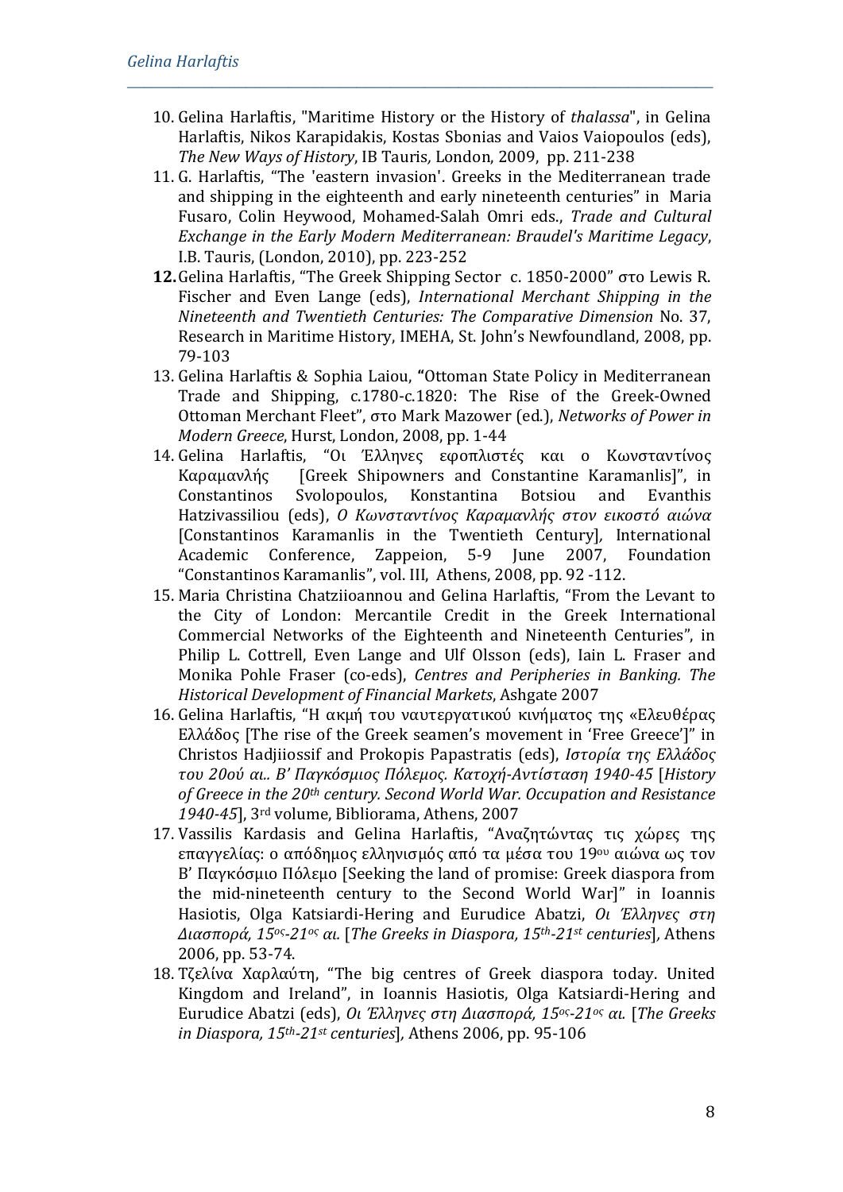10. Gelina Harlaftis, "Maritime History or the History of *thalassa*", in Gelina Harlaftis, Nikos Karapidakis, Kostas Sbonias and Vaios Vaiopoulos (eds), *The New Ways of History*, IB Tauris, London, 2009, pp. 211-238
11. G. Harlaftis, "The 'eastern invasion'. Greeks in the Mediterranean trade and shipping in the eighteenth and early nineteenth centuries" in Maria Fusaro, Colin Heywood, Mohamed-Salah Omri eds., *Trade and Cultural Exchange in the Early Modern Mediterranean: Braudel's Maritime Legacy*, I.B. Tauris, (London, 2010), pp. 223-252
12. Gelina Harlaftis, "The Greek Shipping Sector c. 1850-2000" στο Lewis R. Fischer and Even Lange (eds), *International Merchant Shipping in the Nineteenth and Twentieth Centuries: The Comparative Dimension* No. 37, Research in Maritime History, IMEHA, St. John's Newfoundland, 2008, pp. 79-103
13. Gelina Harlaftis & Sophia Laiou, "Ottoman State Policy in Mediterranean Trade and Shipping, c.1780-c.1820: The Rise of the Greek-Owned Ottoman Merchant Fleet", στο Mark Mazower (ed.), *Networks of Power in Modern Greece*, Hurst, London, 2008, pp. 1-44
14. Gelina Harlaftis, "Οι Έλληνες εφοπλιστές και ο Κωνσταντίνος Καραμανλής [Greek Shipowners and Constantine Karamanlis]", in Constantinos Svolopoulos, Konstantina Botsiou and Evanthis Hatzivassiliou (eds), *Ο Κωνσταντίνος Καραμανλής στον εικοστό αιώνα* [Constantinos Karamanlis in the Twentieth Century], International Academic Conference, Zappeion, 5-9 June 2007, Foundation "Constantinos Karamanlis", vol. III, Athens, 2008, pp. 92 -112.
15. Maria Christina Chatziioannou and Gelina Harlaftis, "From the Levant to the City of London: Mercantile Credit in the Greek International Commercial Networks of the Eighteenth and Nineteenth Centuries", in Philip L. Cottrell, Even Lange and Ulf Olsson (eds), Iain L. Fraser and Monika Pohle Fraser (co-eds), *Centres and Peripheries in Banking. The Historical Development of Financial Markets*, Ashgate 2007
16. Gelina Harlaftis, "Η ακμή του ναυτεργατικού κινήματος της «Ελευθέρας Ελλάδος [The rise of the Greek seamen's movement in 'Free Greece']" in Christos Hadjiiossif and Prokopis Papastratis (eds), *Ιστορία της Ελλάδος του 20ού αι.. Β' Παγκόσμιος Πόλεμος. Κατοχή-Αντίσταση 1940-45* [*History of Greece in the 20th century. Second World War. Occupation and Resistance 1940-45*], 3rd volume, Bibliorama, Athens, 2007
17. Vassilis Kardasis and Gelina Harlaftis, "Αναζητώντας τις χώρες της επαγγελίας: ο απόδημος ελληνισμός από τα μέσα του 19ου αιώνα ως τον Β' Παγκόσμιο Πόλεμο [Seeking the land of promise: Greek diaspora from the mid-nineteenth century to the Second World War]" in Ioannis Hasiotis, Olga Katsiardi-Hering and Eurudice Abatzi, *Οι Έλληνες στη Διασπορά, 15ος-21ος αι.* [*The Greeks in Diaspora, 15th-21st centuries*], Athens 2006, pp. 53-74.
18. Τζελίνα Χαρλαύτη, "The big centres of Greek diaspora today. United Kingdom and Ireland", in Ioannis Hasiotis, Olga Katsiardi-Hering and Eurudice Abatzi (eds), *Οι Έλληνες στη Διασπορά, 15ος-21ος αι.* [*The Greeks in Diaspora, 15th-21st centuries*], Athens 2006, pp. 95-106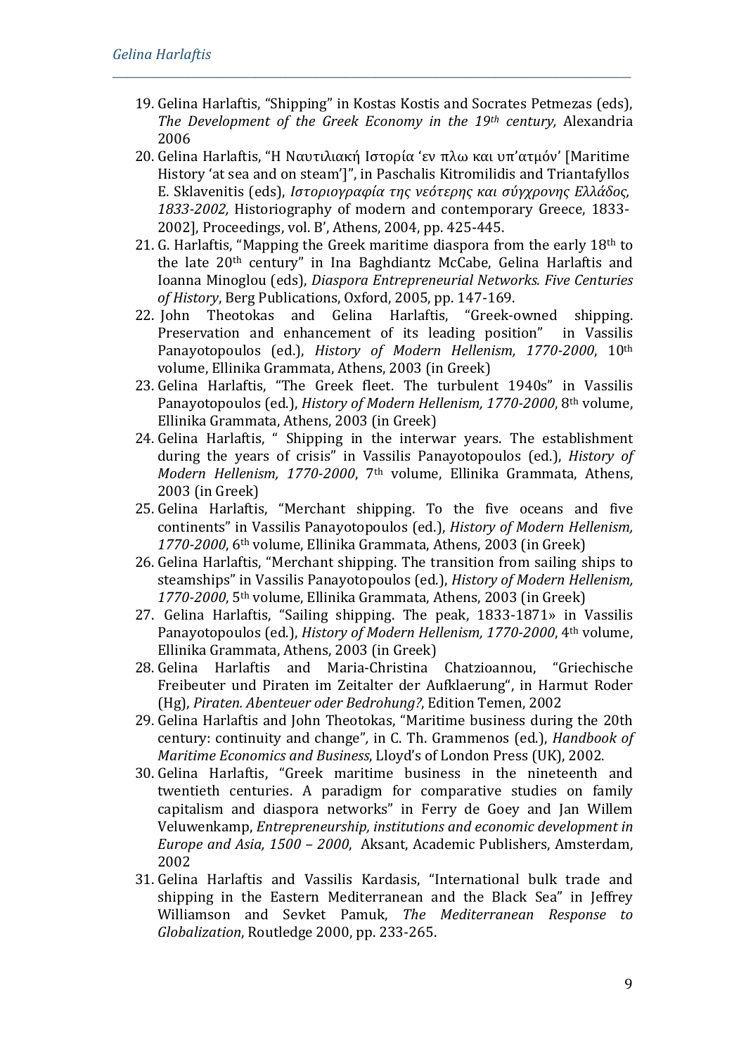19. Gelina Harlaftis, "Shipping" in Kostas Kostis and Socrates Petmezas (eds), *The Development of the Greek Economy in the 19th century,* Alexandria 2006
20. Gelina Harlaftis, "Η Ναυτιλιακή Ιστορία 'εν πλω και υπ'ατμόν' [Maritime History 'at sea and on steam']", in Paschalis Kitromilidis and Triantafyllos E. Sklavenitis (eds), *Ιστοριογραφία της νεότερης και σύγχρονης Ελλάδος, 1833-2002,* Historiography of modern and contemporary Greece, 1833-2002], Proceedings, vol. B', Athens, 2004, pp. 425-445.
21. G. Harlaftis, "Mapping the Greek maritime diaspora from the early 18th to the late 20th century" in Ina Baghdiantz McCabe, Gelina Harlaftis and Ioanna Minoglou (eds), *Diaspora Entrepreneurial Networks. Five Centuries of History*, Berg Publications, Oxford, 2005, pp. 147-169.
22. John Theotokas and Gelina Harlaftis, "Greek-owned shipping. Preservation and enhancement of its leading position" in Vassilis Panayotopoulos (ed.), *History of Modern Hellenism, 1770-2000*, 10th volume, Ellinika Grammata, Athens, 2003 (in Greek)
23. Gelina Harlaftis, "The Greek fleet. The turbulent 1940s" in Vassilis Panayotopoulos (ed.), *History of Modern Hellenism, 1770-2000*, 8th volume, Ellinika Grammata, Athens, 2003 (in Greek)
24. Gelina Harlaftis, " Shipping in the interwar years. The establishment during the years of crisis" in Vassilis Panayotopoulos (ed.), *History of Modern Hellenism, 1770-2000*, 7th volume, Ellinika Grammata, Athens, 2003 (in Greek)
25. Gelina Harlaftis, "Merchant shipping. To the five oceans and five continents" in Vassilis Panayotopoulos (ed.), *History of Modern Hellenism, 1770-2000*, 6th volume, Ellinika Grammata, Athens, 2003 (in Greek)
26. Gelina Harlaftis, "Merchant shipping. The transition from sailing ships to steamships" in Vassilis Panayotopoulos (ed.), *History of Modern Hellenism, 1770-2000*, 5th volume, Ellinika Grammata, Athens, 2003 (in Greek)
27. Gelina Harlaftis, "Sailing shipping. The peak, 1833-1871» in Vassilis Panayotopoulos (ed.), *History of Modern Hellenism, 1770-2000*, 4th volume, Ellinika Grammata, Athens, 2003 (in Greek)
28. Gelina Harlaftis and Maria-Christina Chatzioannou, "Griechische Freibeuter und Piraten im Zeitalter der Aufklaerung", in Harmut Roder (Hg), *Piraten. Abenteuer oder Bedrohung?*, Edition Temen, 2002
29. Gelina Harlaftis and John Theotokas, "Maritime business during the 20th century: continuity and change", in C. Th. Grammenos (ed.), *Handbook of Maritime Economics and Business*, Lloyd's of London Press (UK), 2002.
30. Gelina Harlaftis, "Greek maritime business in the nineteenth and twentieth centuries. A paradigm for comparative studies on family capitalism and diaspora networks" in Ferry de Goey and Jan Willem Veluwenkamp, *Entrepreneurship, institutions and economic development in Europe and Asia, 1500 – 2000*, Aksant, Academic Publishers, Amsterdam, 2002
31. Gelina Harlaftis and Vassilis Kardasis, "International bulk trade and shipping in the Eastern Mediterranean and the Black Sea" in Jeffrey Williamson and Sevket Pamuk, *The Mediterranean Response to Globalization*, Routledge 2000, pp. 233-265.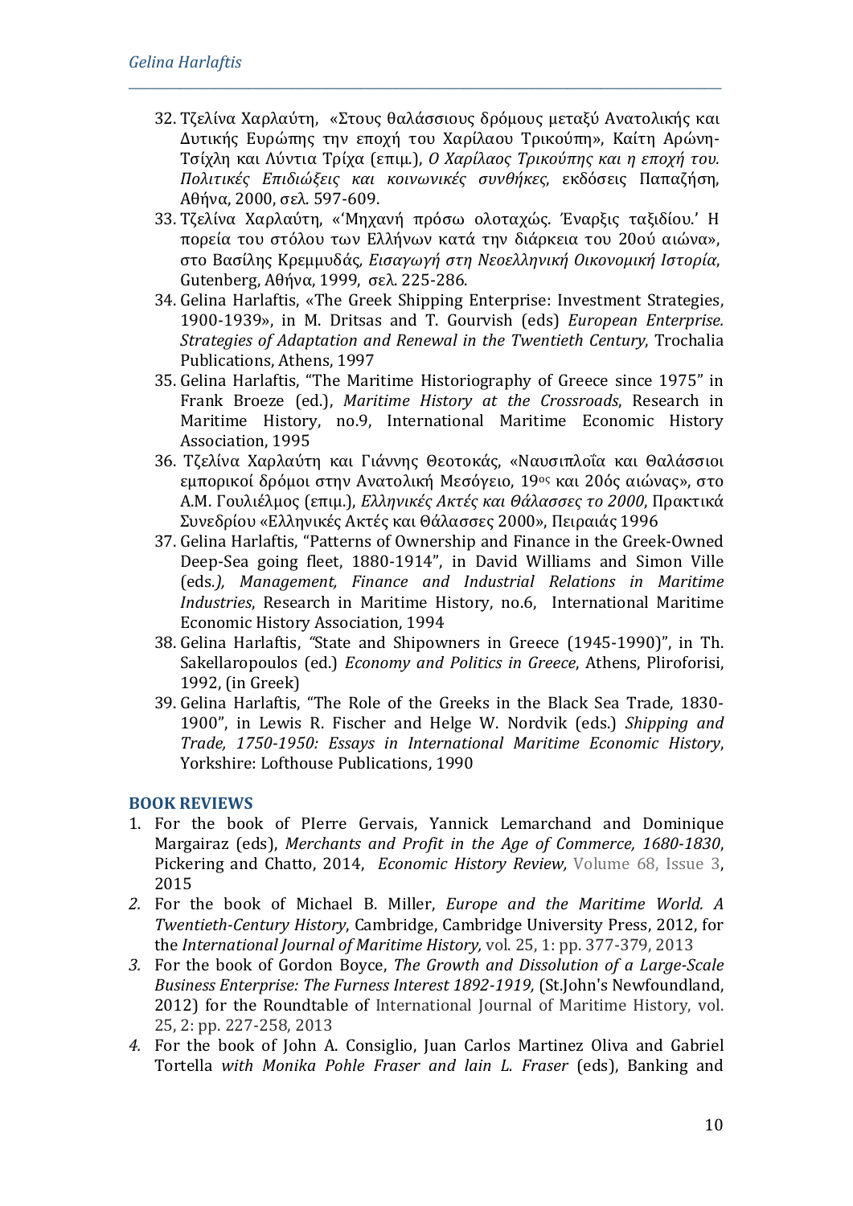32. Τζελίνα Χαρλαύτη, «Στους θαλάσσιους δρόμους μεταξύ Ανατολικής και Δυτικής Ευρώπης την εποχή του Χαρίλαου Τρικούπη», Καίτη Αρώνη-Τσίχλη και Λύντια Τρίχα (επιμ.), *Ο Χαρίλαος Τρικούπης και η εποχή του. Πολιτικές Επιδιώξεις και κοινωνικές συνθήκες*, εκδόσεις Παπαζήση, Αθήνα, 2000, σελ. 597-609.
33. Τζελίνα Χαρλαύτη, «'Μηχανή πρόσω ολοταχώς. Έναρξις ταξιδίου.' Η πορεία του στόλου των Ελλήνων κατά την διάρκεια του 20ού αιώνα», στο Βασίλης Κρεμμυδάς, *Εισαγωγή στη Νεοελληνική Οικονομική Ιστορία*, Gutenberg, Αθήνα, 1999, σελ. 225-286.
34. Gelina Harlaftis, «The Greek Shipping Enterprise: Investment Strategies, 1900-1939», in M. Dritsas and T. Gourvish (eds) *European Enterprise. Strategies of Adaptation and Renewal in the Twentieth Century*, Trochalia Publications, Athens, 1997
35. Gelina Harlaftis, "The Maritime Historiography of Greece since 1975" in Frank Broeze (ed.), *Maritime History at the Crossroads*, Research in Maritime History, no.9, International Maritime Economic History Association, 1995
36. Τζελίνα Χαρλαύτη και Γιάννης Θεοτοκάς, «Ναυσιπλοΐα και Θαλάσσιοι εμπορικοί δρόμοι στην Ανατολική Μεσόγειο, 19ος και 20ός αιώνας», στο Α.Μ. Γουλιέλμος (επιμ.), *Ελληνικές Ακτές και Θάλασσες το 2000*, Πρακτικά Συνεδρίου «Ελληνικές Ακτές και Θάλασσες 2000», Πειραιάς 1996
37. Gelina Harlaftis, "Patterns of Ownership and Finance in the Greek-Owned Deep-Sea going fleet, 1880-1914", in David Williams and Simon Ville (eds*.), Management, Finance and Industrial Relations in Maritime Industries*, Research in Maritime History, no.6, International Maritime Economic History Association, 1994
38. Gelina Harlaftis, "State and Shipowners in Greece (1945-1990)", in Th. Sakellaropoulos (ed.) *Economy and Politics in Greece*, Athens, Pliroforisi, 1992, (in Greek)
39. Gelina Harlaftis, "The Role of the Greeks in the Black Sea Trade, 1830-1900", in Lewis R. Fischer and Helge W. Nordvik (eds.) *Shipping and Trade, 1750-1950: Essays in International Maritime Economic History*, Yorkshire: Lofthouse Publications, 1990

## BOOK REVIEWS

1. For the book of PIerre Gervais, Yannick Lemarchand and Dominique Margairaz (eds), *Merchants and Profit in the Age of Commerce, 1680-1830*, Pickering and Chatto, 2014, *Economic History Review,* Volume 68, Issue 3, 2015
2. For the book of Michael B. Miller, *Europe and the Maritime World. A Twentieth-Century History*, Cambridge, Cambridge University Press, 2012, for the *International Journal of Maritime History,* vol. 25, 1: pp. 377-379, 2013
3. For the book of Gordon Boyce, *The Growth and Dissolution of a Large-Scale Business Enterprise: The Furness Interest 1892-1919,* (St.John's Newfoundland, 2012) for the Roundtable of International Journal of Maritime History, vol. 25, 2: pp. 227-258, 2013
4. For the book of John A. Consiglio, Juan Carlos Martinez Oliva and Gabriel Tortella *with Monika Pohle Fraser and lain L. Fraser* (eds), Banking and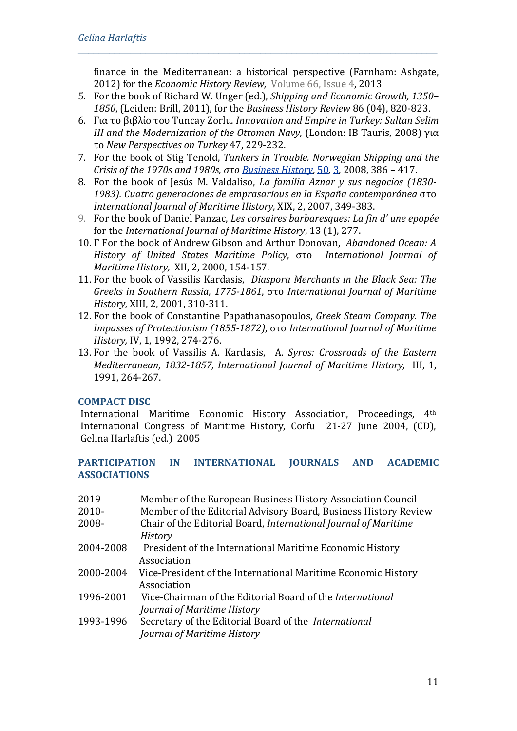finance in the Mediterranean: a historical perspective (Farnham: Ashgate, 2012) for the *Economic History Review,* Volume 66, Issue 4, 2013

5. For the book of Richard W. Unger (ed.), *Shipping and Economic Growth, 1350–1850*, (Leiden: Brill, 2011), for the *Business History Review* 86 (04), 820-823.
6. Για το βιβλίο του Tuncay Zorlu. *Innovation and Empire in Turkey: Sultan Selim III and the Modernization of the Ottoman Navy*, (London: IB Tauris, 2008) για το *New Perspectives on Turkey* 47, 229-232.
7. For the book of Stig Tenold, *Tankers in Trouble. Norwegian Shipping and the Crisis of the 1970s and 1980s*, *στο* *Business History*, 50, 3, 2008, 386 – 417.
8. For the book of Jesús M. Valdaliso, *La familia Aznar y sus negocios (1830-1983). Cuatro generaciones de emprasarious en la España contemporánea* στο *International Journal of Maritime History,* XIX, 2, 2007, 349-383.
9. For the book of Daniel Panzac, *Les corsaires barbaresques: La fin d' une epopée* for the *International Journal of Maritime History*, 13 (1), 277.
10. Γ For the book of Andrew Gibson and Arthur Donovan, *Abandoned Ocean: A History of United States Maritime Policy*, στο *International Journal of Maritime History,* XII, 2, 2000, 154-157.
11. For the book of Vassilis Kardasis, *Diaspora Merchants in the Black Sea: The Greeks in Southern Russia, 1775-1861*, στο *International Journal of Maritime History,* XIII, 2, 2001, 310-311.
12. For the book of Constantine Papathanasopoulos, *Greek Steam Company. The Impasses of Protectionism (1855-1872)*, στο *International Journal of Maritime History,* IV, 1, 1992, 274-276.
13. For the book of Vassilis A. Kardasis, A. *Syros: Crossroads of the Eastern Mediterranean, 1832-1857, International Journal of Maritime History,* III, 1, 1991, 264-267.

## COMPACT DISC

International Maritime Economic History Association, Proceedings, 4th International Congress of Maritime History, Corfu 21-27 June 2004, (CD), Gelina Harlaftis (ed.) 2005

## PARTICIPATION IN INTERNATIONAL JOURNALS AND ACADEMIC ASSOCIATIONS

| | |
|---|---|
| 2019 | Member of the European Business History Association Council |
| 2010- | Member of the Editorial Advisory Board, Business History Review |
| 2008- | Chair of the Editorial Board, *International Journal of Maritime History* |
| 2004-2008 | President of the International Maritime Economic History Association |
| 2000-2004 | Vice-President of the International Maritime Economic History Association |
| 1996-2001 | Vice-Chairman of the Editorial Board of the *International Journal of Maritime History* |
| 1993-1996 | Secretary of the Editorial Board of the *International Journal of Maritime History* |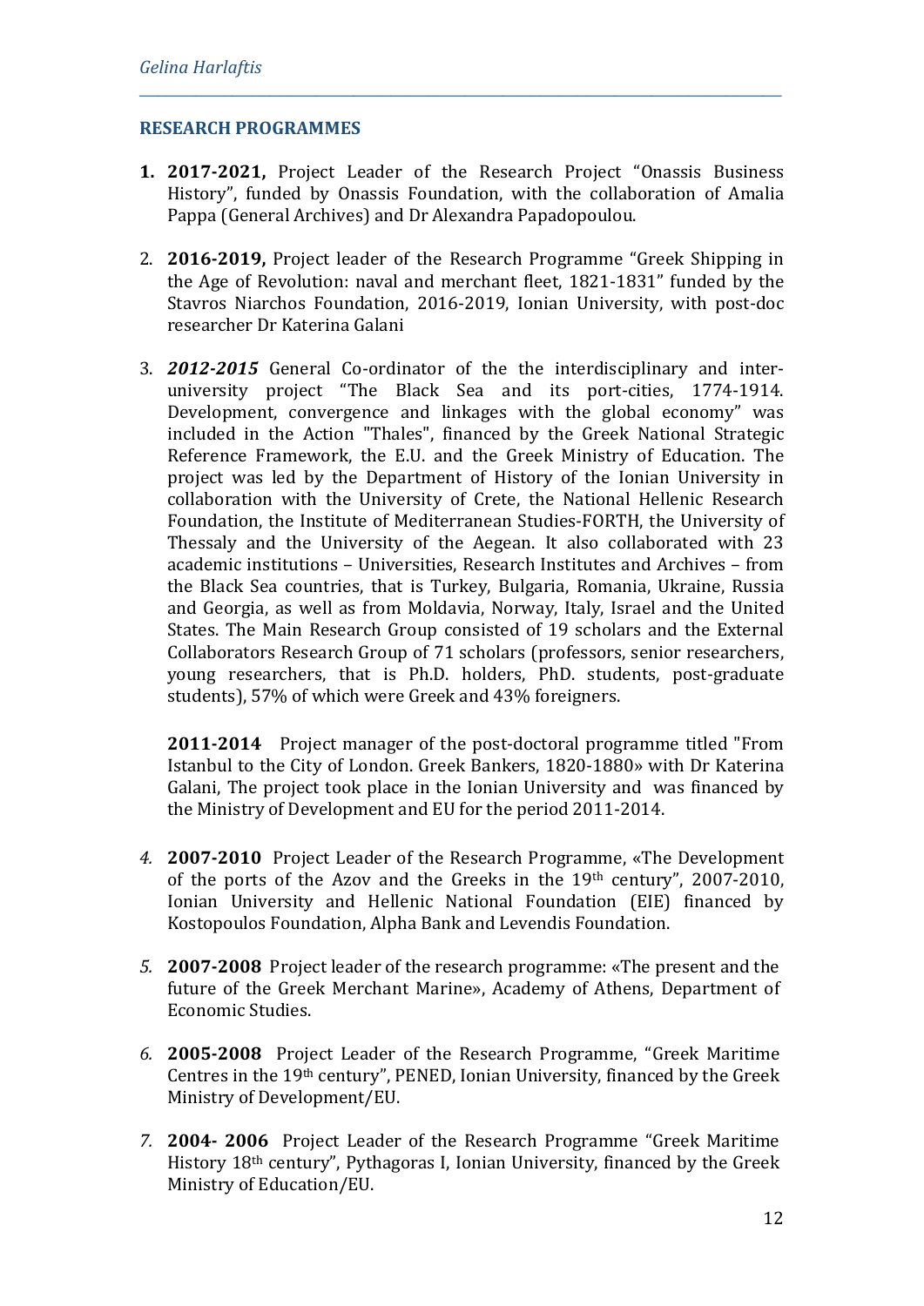## RESEARCH PROGRAMMES

1. **2017-2021,** Project Leader of the Research Project "Onassis Business History", funded by Onassis Foundation, with the collaboration of Amalia Pappa (General Archives) and Dr Alexandra Papadopoulou.

2. **2016-2019,** Project leader of the Research Programme "Greek Shipping in the Age of Revolution: naval and merchant fleet, 1821-1831" funded by the Stavros Niarchos Foundation, 2016-2019, Ionian University, with post-doc researcher Dr Katerina Galani

3. ***2012-2015*** General Co-ordinator of the the interdisciplinary and inter-university project "The Black Sea and its port-cities, 1774-1914. Development, convergence and linkages with the global economy" was included in the Action "Thales", financed by the Greek National Strategic Reference Framework, the E.U. and the Greek Ministry of Education. The project was led by the Department of History of the Ionian University in collaboration with the University of Crete, the National Hellenic Research Foundation, the Institute of Mediterranean Studies-FORTH, the University of Thessaly and the University of the Aegean. It also collaborated with 23 academic institutions – Universities, Research Institutes and Archives – from the Black Sea countries, that is Turkey, Bulgaria, Romania, Ukraine, Russia and Georgia, as well as from Moldavia, Norway, Italy, Israel and the United States. The Main Research Group consisted of 19 scholars and the External Collaborators Research Group of 71 scholars (professors, senior researchers, young researchers, that is Ph.D. holders, PhD. students, post-graduate students), 57% of which were Greek and 43% foreigners.

   **2011-2014** Project manager of the post-doctoral programme titled "From Istanbul to the City of London. Greek Bankers, 1820-1880» with Dr Katerina Galani, The project took place in the Ionian University and was financed by the Ministry of Development and EU for the period 2011-2014.

4. **2007-2010** Project Leader of the Research Programme, «The Development of the ports of the Azov and the Greeks in the 19th century", 2007-2010, Ionian University and Hellenic National Foundation (EIE) financed by Kostopoulos Foundation, Alpha Bank and Levendis Foundation.

5. **2007-2008** Project leader of the research programme: «The present and the future of the Greek Merchant Marine», Academy of Athens, Department of Economic Studies.

6. **2005-2008** Project Leader of the Research Programme, "Greek Maritime Centres in the 19th century", PENED, Ionian University, financed by the Greek Ministry of Development/EU.

7. **2004- 2006** Project Leader of the Research Programme "Greek Maritime History 18th century", Pythagoras I, Ionian University, financed by the Greek Ministry of Education/EU.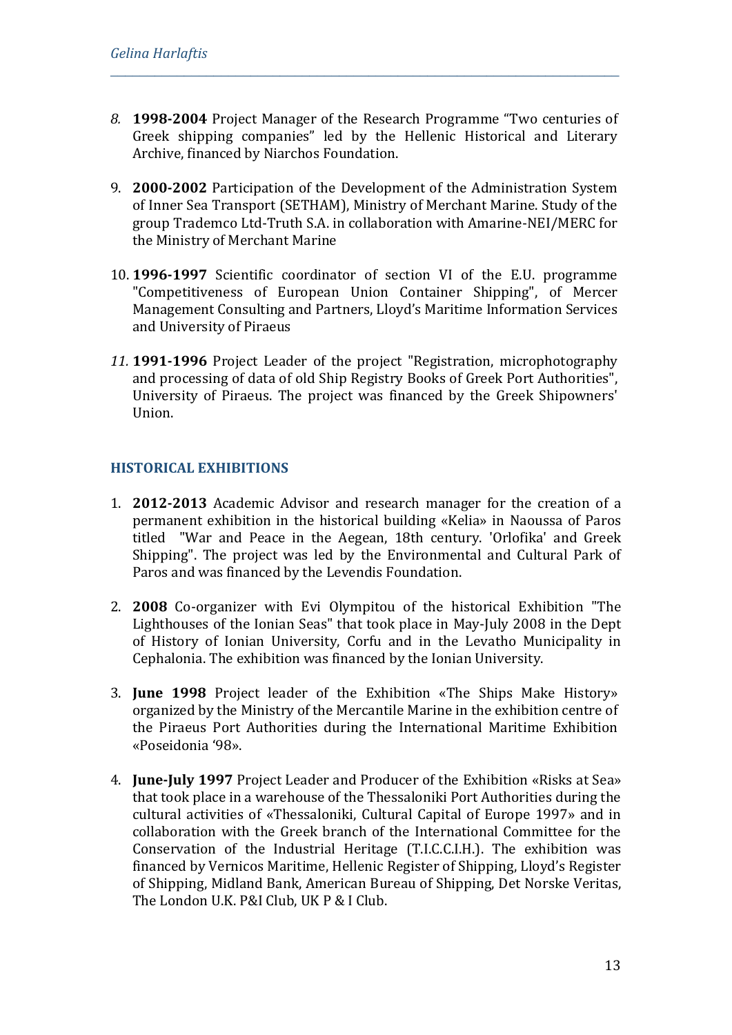8. **1998-2004** Project Manager of the Research Programme "Two centuries of Greek shipping companies" led by the Hellenic Historical and Literary Archive, financed by Niarchos Foundation.

9. **2000-2002** Participation of the Development of the Administration System of Inner Sea Transport (SETHAM), Ministry of Merchant Marine. Study of the group Trademco Ltd-Truth S.A. in collaboration with Amarine-NEI/MERC for the Ministry of Merchant Marine

10. **1996-1997** Scientific coordinator of section VI of the E.U. programme "Competitiveness of European Union Container Shipping", of Mercer Management Consulting and Partners, Lloyd's Maritime Information Services and University of Piraeus

11. **1991-1996** Project Leader of the project "Registration, microphotography and processing of data of old Ship Registry Books of Greek Port Authorities", University of Piraeus. The project was financed by the Greek Shipowners' Union.

## HISTORICAL EXHIBITIONS

1. **2012-2013** Academic Advisor and research manager for the creation of a permanent exhibition in the historical building «Kelia» in Naoussa of Paros titled "War and Peace in the Aegean, 18th century. 'Orlofika' and Greek Shipping". The project was led by the Environmental and Cultural Park of Paros and was financed by the Levendis Foundation.

2. **2008** Co-organizer with Evi Olympitou of the historical Exhibition "The Lighthouses of the Ionian Seas" that took place in May-July 2008 in the Dept of History of Ionian University, Corfu and in the Levatho Municipality in Cephalonia. The exhibition was financed by the Ionian University.

3. **June 1998** Project leader of the Exhibition «The Ships Make History» organized by the Ministry of the Mercantile Marine in the exhibition centre of the Piraeus Port Authorities during the International Maritime Exhibition «Poseidonia '98».

4. **June-July 1997** Project Leader and Producer of the Exhibition «Risks at Sea» that took place in a warehouse of the Thessaloniki Port Authorities during the cultural activities of «Thessaloniki, Cultural Capital of Europe 1997» and in collaboration with the Greek branch of the International Committee for the Conservation of the Industrial Heritage (T.I.C.C.I.H.). The exhibition was financed by Vernicos Maritime, Hellenic Register of Shipping, Lloyd's Register of Shipping, Midland Bank, American Bureau of Shipping, Det Norske Veritas, The London U.K. P&I Club, UK P & I Club.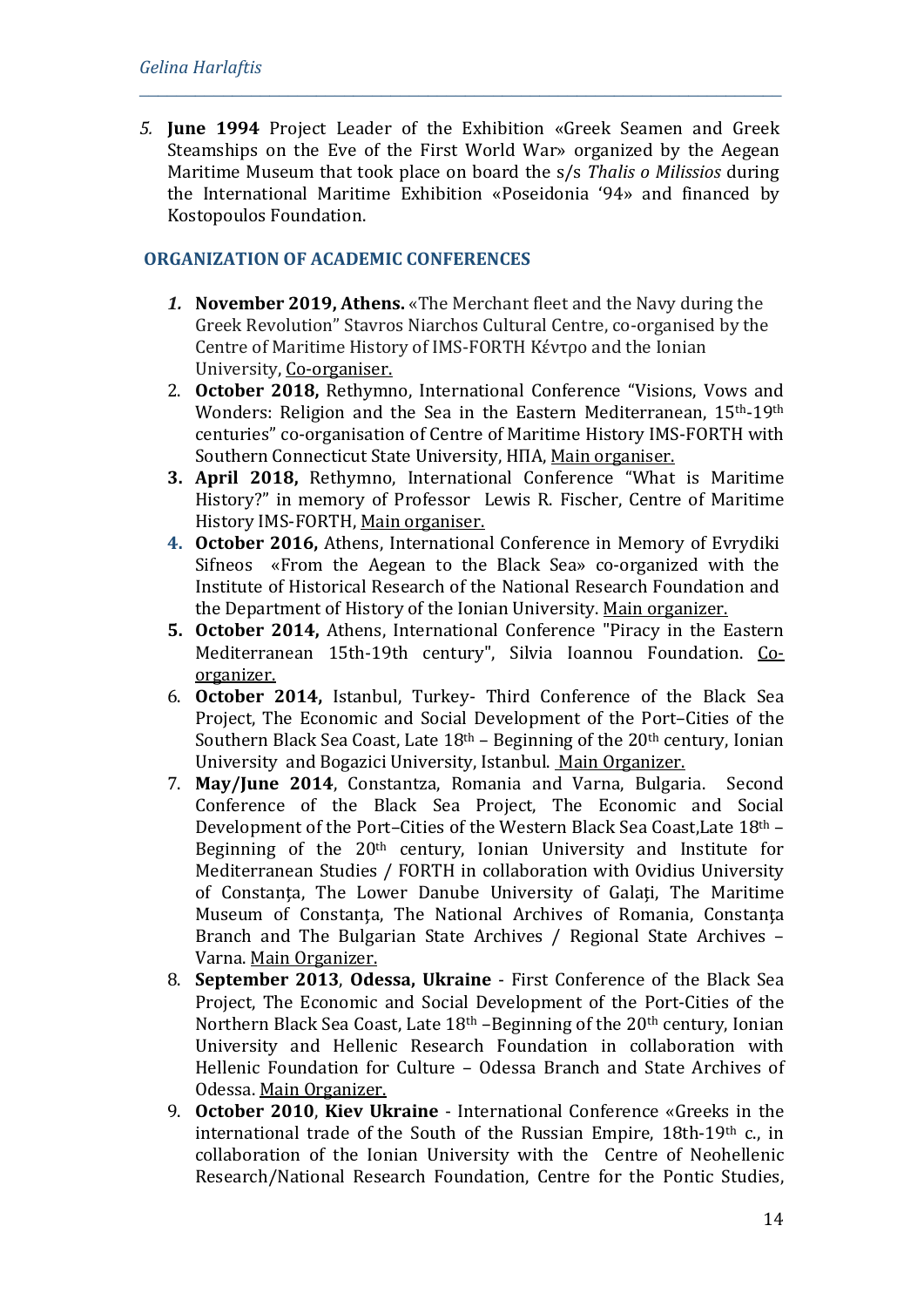5. **June 1994** Project Leader of the Exhibition «Greek Seamen and Greek Steamships on the Eve of the First World War» organized by the Aegean Maritime Museum that took place on board the s/s *Thalis o Milissios* during the International Maritime Exhibition «Poseidonia '94» and financed by Kostopoulos Foundation.

## ORGANIZATION OF ACADEMIC CONFERENCES

1. **November 2019, Athens.** «The Merchant fleet and the Navy during the Greek Revolution" Stavros Niarchos Cultural Centre, co-organised by the Centre of Maritime History of IMS-FORTH Κέντρο and the Ionian University, Co-organiser.
2. **October 2018,** Rethymno, International Conference "Visions, Vows and Wonders: Religion and the Sea in the Eastern Mediterranean, 15th-19th centuries" co-organisation of Centre of Maritime History IMS-FORTH with Southern Connecticut State University, ΗΠΑ, Main organiser.
3. **April 2018,** Rethymno, International Conference "What is Maritime History?" in memory of Professor Lewis R. Fischer, Centre of Maritime History IMS-FORTH, Main organiser.
4. **October 2016,** Athens, International Conference in Memory of Evrydiki Sifneos «From the Aegean to the Black Sea» co-organized with the Institute of Historical Research of the National Research Foundation and the Department of History of the Ionian University. Main organizer.
5. **October 2014,** Athens, International Conference "Piracy in the Eastern Mediterranean 15th-19th century", Silvia Ioannou Foundation. Co-organizer.
6. **October 2014,** Istanbul, Turkey- Third Conference of the Black Sea Project, The Economic and Social Development of the Port–Cities of the Southern Black Sea Coast, Late 18th – Beginning of the 20th century, Ionian University and Bogazici University, Istanbul. Main Organizer.
7. **May/June 2014**, Constantza, Romania and Varna, Bulgaria. Second Conference of the Black Sea Project, The Economic and Social Development of the Port–Cities of the Western Black Sea Coast,Late 18th – Beginning of the 20th century, Ionian University and Institute for Mediterranean Studies / FORTH in collaboration with Ovidius University of Constanţa, The Lower Danube University of Galaţi, The Maritime Museum of Constanţa, The National Archives of Romania, Constanţa Branch and The Bulgarian State Archives / Regional State Archives – Varna. Main Organizer.
8. **September 2013**, **Odessa, Ukraine** - First Conference of the Black Sea Project, The Economic and Social Development of the Port-Cities of the Northern Black Sea Coast, Late 18th –Beginning of the 20th century, Ionian University and Hellenic Research Foundation in collaboration with Hellenic Foundation for Culture – Odessa Branch and State Archives of Odessa. Main Organizer.
9. **October 2010**, **Kiev Ukraine** - International Conference «Greeks in the international trade of the South of the Russian Empire, 18th-19th c., in collaboration of the Ionian University with the Centre of Neohellenic Research/National Research Foundation, Centre for the Pontic Studies,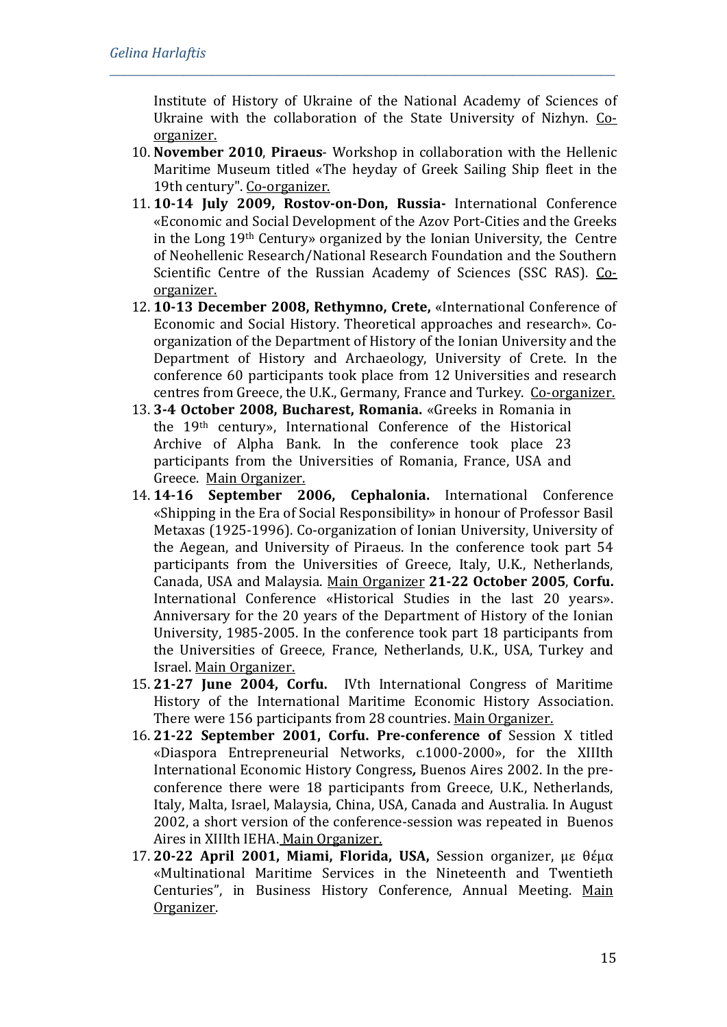Institute of History of Ukraine of the National Academy of Sciences of Ukraine with the collaboration of the State University of Nizhyn. Co-organizer.

10. **November 2010**, **Piraeus**- Workshop in collaboration with the Hellenic Maritime Museum titled «The heyday of Greek Sailing Ship fleet in the 19th century". Co-organizer.
11. **10-14 July 2009, Rostov-on-Don, Russia-** International Conference «Economic and Social Development of the Azov Port-Cities and the Greeks in the Long 19th Century» organized by the Ionian University, the Centre of Neohellenic Research/National Research Foundation and the Southern Scientific Centre of the Russian Academy of Sciences (SSC RAS). Co-organizer.
12. **10-13 December 2008, Rethymno, Crete,** «International Conference of Economic and Social History. Theoretical approaches and research». Co-organization of the Department of History of the Ionian University and the Department of History and Archaeology, University of Crete. In the conference 60 participants took place from 12 Universities and research centres from Greece, the U.K., Germany, France and Turkey. Co-organizer.
13. **3-4 October 2008, Bucharest, Romania.** «Greeks in Romania in the 19th century», International Conference of the Historical Archive of Alpha Bank. In the conference took place 23 participants from the Universities of Romania, France, USA and Greece. Main Organizer.
14. **14-16 September 2006, Cephalonia.** International Conference «Shipping in the Era of Social Responsibility» in honour of Professor Basil Metaxas (1925-1996). Co-organization of Ionian University, University of the Aegean, and University of Piraeus. In the conference took part 54 participants from the Universities of Greece, Italy, U.K., Netherlands, Canada, USA and Malaysia. Main Organizer **21-22 October 2005**, **Corfu.** International Conference «Historical Studies in the last 20 years». Anniversary for the 20 years of the Department of History of the Ionian University, 1985-2005. In the conference took part 18 participants from the Universities of Greece, France, Netherlands, U.K., USA, Turkey and Israel. Main Organizer.
15. **21-27 June 2004, Corfu.** IVth International Congress of Maritime History of the International Maritime Economic History Association. There were 156 participants from 28 countries. Main Organizer.
16. **21-22 September 2001, Corfu. Pre-conference of** Session X titled «Diaspora Entrepreneurial Networks, c.1000-2000», for the XIIIth International Economic History Congress**,** Buenos Aires 2002. In the pre-conference there were 18 participants from Greece, U.K., Netherlands, Italy, Malta, Israel, Malaysia, China, USA, Canada and Australia. In August 2002, a short version of the conference-session was repeated in Buenos Aires in XIIIth IEHA. Main Organizer.
17. **20-22 April 2001, Miami, Florida, USA,** Session organizer, με θέμα «Multinational Maritime Services in the Nineteenth and Twentieth Centuries", in Business History Conference, Annual Meeting. Main Organizer.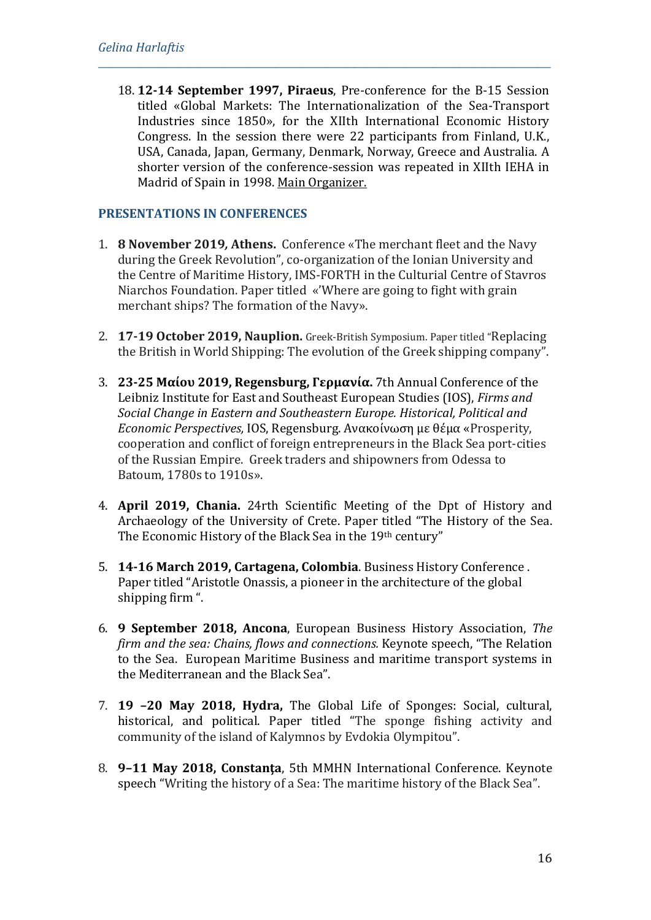18. **12-14 September 1997, Piraeus**, Pre-conference for the B-15 Session titled «Global Markets: The Internationalization of the Sea-Transport Industries since 1850», for the XIIth International Economic History Congress. In the session there were 22 participants from Finland, U.K., USA, Canada, Japan, Germany, Denmark, Norway, Greece and Australia. A shorter version of the conference-session was repeated in XIIth IEHA in Madrid of Spain in 1998. Main Organizer.

## PRESENTATIONS IN CONFERENCES

1. **8 November 2019, Athens.** Conference «The merchant fleet and the Navy during the Greek Revolution", co-organization of the Ionian University and the Centre of Maritime History, IMS-FORTH in the Culturial Centre of Stavros Niarchos Foundation. Paper titled «'Where are going to fight with grain merchant ships? The formation of the Navy».

2. **17-19 October 2019, Nauplion.** Greek-British Symposium. Paper titled "Replacing the British in World Shipping: The evolution of the Greek shipping company".

3. **23-25 Μαίου 2019, Regensburg, Γερμανία.** 7th Annual Conference of the Leibniz Institute for East and Southeast European Studies (IOS), *Firms and Social Change in Eastern and Southeastern Europe. Historical, Political and Economic Perspectives,* IOS, Regensburg. Ανακοίνωση με θέμα «Prosperity, cooperation and conflict of foreign entrepreneurs in the Black Sea port-cities of the Russian Empire. Greek traders and shipowners from Odessa to Batoum, 1780s to 1910s».

4. **April 2019, Chania.** 24rth Scientific Meeting of the Dpt of History and Archaeology of the University of Crete. Paper titled "The History of the Sea. The Economic History of the Black Sea in the 19th century"

5. **14-16 March 2019, Cartagena, Colombia**. Business History Conference . Paper titled "Aristotle Onassis, a pioneer in the architecture of the global shipping firm ".

6. **9 September 2018, Ancona**, European Business History Association, *The firm and the sea: Chains, flows and connections.* Keynote speech, "The Relation to the Sea. European Maritime Business and maritime transport systems in the Mediterranean and the Black Sea".

7. **19 –20 May 2018, Hydra,** The Global Life of Sponges: Social, cultural, historical, and political. Paper titled "The sponge fishing activity and community of the island of Kalymnos by Evdokia Olympitou".

8. **9–11 May 2018, Constanţa**, 5th MMHN International Conference. Keynote speech "Writing the history of a Sea: The maritime history of the Black Sea".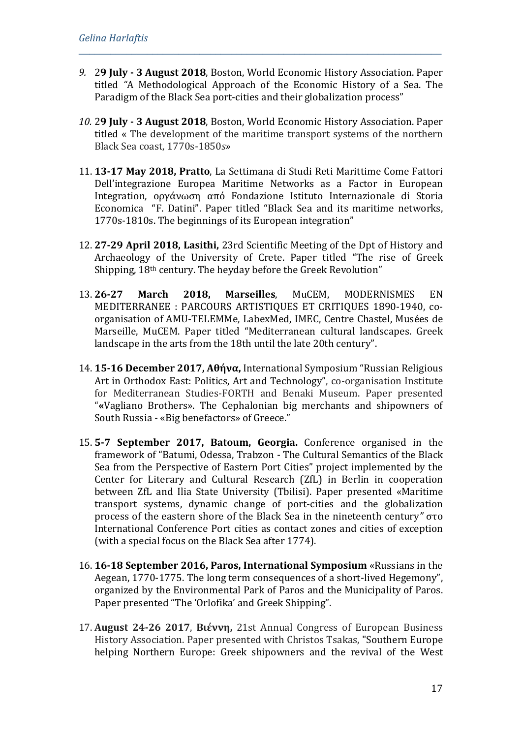9. 2**9 July - 3 August 2018**, Boston, World Economic History Association. Paper titled *"*A Methodological Approach of the Economic History of a Sea. The Paradigm of the Black Sea port-cities and their globalization process"

10. 2**9 July - 3 August 2018**, Boston, World Economic History Association. Paper titled « The development of the maritime transport systems of the northern Black Sea coast, 1770s-1850*s*»

11. **13-17 May 2018, Pratto**, La Settimana di Studi Reti Marittime Come Fattori Dell'integrazione Europea Maritime Networks as a Factor in European Integration, οργάνωση από Fondazione Istituto Internazionale di Storia Economica "F. Datini". Paper titled "Black Sea and its maritime networks, 1770s-1810s. The beginnings of its European integration"

12. **27-29 April 2018, Lasithi,** 23rd Scientific Meeting of the Dpt of History and Archaeology of the University of Crete. Paper titled "The rise of Greek Shipping, 18th century. The heyday before the Greek Revolution"

13. **26-27 March 2018, Marseilles**, MuCEM, MODERNISMES EN MEDITERRANEE : PARCOURS ARTISTIQUES ET CRITIQUES 1890-1940, co-organisation of AMU-TELEMMe, LabexMed, IMEC, Centre Chastel, Musées de Marseille, MuCEM. Paper titled "Mediterranean cultural landscapes. Greek landscape in the arts from the 18th until the late 20th century".

14. **15-16 December 2017, Αθήνα,** International Symposium "Russian Religious Art in Orthodox East: Politics, Art and Technology", co-organisation Institute for Mediterranean Studies-FORTH and Benaki Museum. Paper presented "**«**Vagliano Brothers». The Cephalonian big merchants and shipowners of South Russia - «Big benefactors» of Greece."

15. **5-7 September 2017, Batoum, Georgia.** Conference organised in the framework of "Batumi, Odessa, Trabzon - The Cultural Semantics of the Black Sea from the Perspective of Eastern Port Cities" project implemented by the Center for Literary and Cultural Research (ZfL) in Berlin in cooperation between ZfL and Ilia State University (Tbilisi). Paper presented «Maritime transport systems, dynamic change of port-cities and the globalization process of the eastern shore of the Black Sea in the nineteenth century*"* στο International Conference Port cities as contact zones and cities of exception (with a special focus on the Black Sea after 1774).

16. **16-18 September 2016, Paros, International Symposium** «Russians in the Aegean, 1770-1775. The long term consequences of a short-lived Hegemony", organized by the Environmental Park of Paros and the Municipality of Paros. Paper presented "The 'Orlofika' and Greek Shipping".

17. **August 24-26 2017**, **Βιέννη,** 21st Annual Congress of European Business History Association. Paper presented with Christos Tsakas, "Southern Europe helping Northern Europe: Greek shipowners and the revival of the West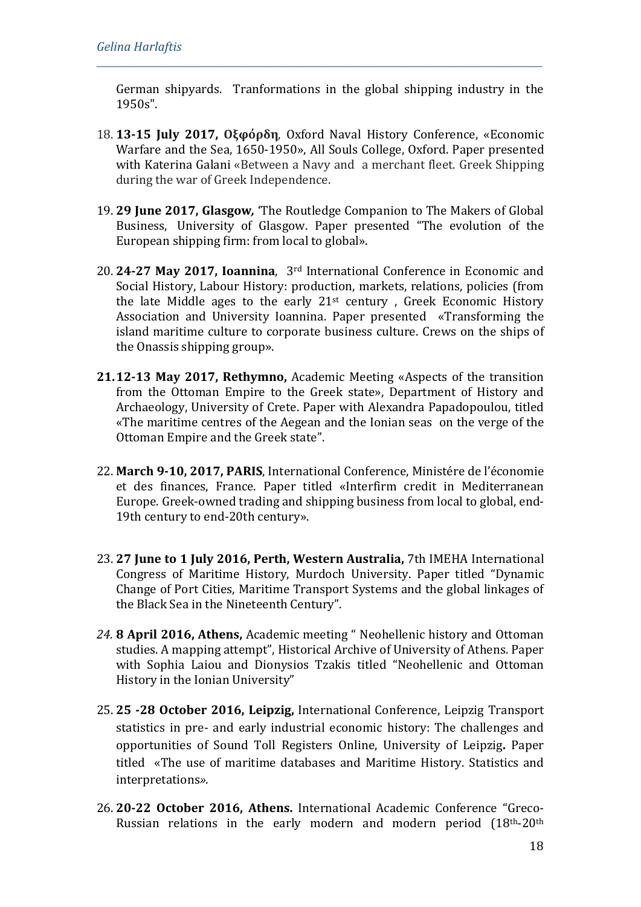German shipyards. Tranformations in the global shipping industry in the 1950s".

18. **13-15 July 2017, Οξφόρδη**, Oxford Naval History Conference, «Economic Warfare and the Sea, 1650-1950», All Souls College, Oxford. Paper presented with Katerina Galani «Between a Navy and a merchant fleet. Greek Shipping during the war of Greek Independence.

19. **29 June 2017, Glasgow,** 'The Routledge Companion to The Makers of Global Business, University of Glasgow. Paper presented "The evolution of the European shipping firm: from local to global».

20. **24-27 May 2017, Ioannina**, 3rd International Conference in Economic and Social History, Labour History: production, markets, relations, policies (from the late Middle ages to the early 21st century , Greek Economic History Association and University Ioannina. Paper presented «Transforming the island maritime culture to corporate business culture. Crews on the ships of the Onassis shipping group».

21. **12-13 May 2017, Rethymno,** Academic Meeting «Aspects of the transition from the Ottoman Empire to the Greek state», Department of History and Archaeology, University of Crete. Paper with Alexandra Papadopoulou, titled «The maritime centres of the Aegean and the Ionian seas on the verge of the Ottoman Empire and the Greek state".

22. **March 9-10, 2017, PARIS**, International Conference, Ministére de l'économie et des finances, France. Paper titled «Interfirm credit in Mediterranean Europe. Greek-owned trading and shipping business from local to global, end-19th century to end-20th century».

23. **27 June to 1 July 2016, Perth, Western Australia,** 7th IMEHA International Congress of Maritime History, Murdoch University. Paper titled "Dynamic Change of Port Cities, Maritime Transport Systems and the global linkages of the Black Sea in the Nineteenth Century".

24. **8 April 2016, Athens,** Academic meeting " Neohellenic history and Ottoman studies. A mapping attempt", Historical Archive of University of Athens. Paper with Sophia Laiou and Dionysios Tzakis titled "Neohellenic and Ottoman History in the Ionian University"

25. **25 -28 October 2016, Leipzig,** International Conference, Leipzig Transport statistics in pre- and early industrial economic history: The challenges and opportunities of Sound Toll Registers Online, University of Leipzig**.** Paper titled «The use of maritime databases and Maritime History. Statistics and interpretations»*.*

26. **20-22 October 2016, Athens.** International Academic Conference "Greco-Russian relations in the early modern and modern period (18th-20th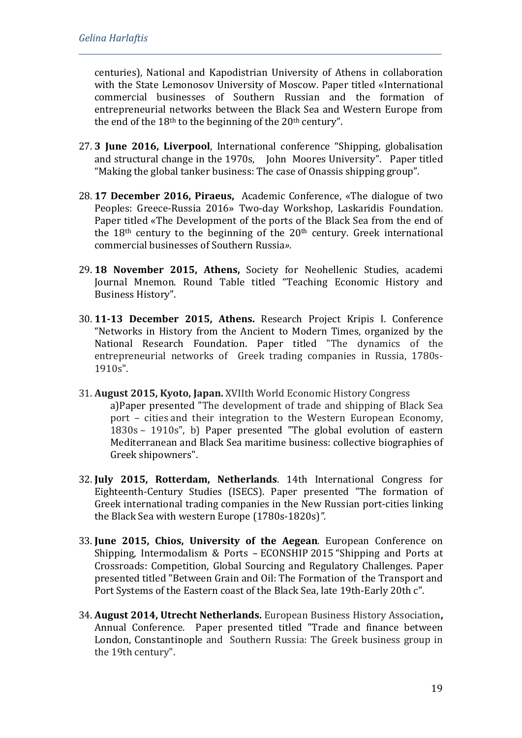centuries), National and Kapodistrian University of Athens in collaboration with the State Lemonosov University of Moscow. Paper titled «International commercial businesses of Southern Russian and the formation of entrepreneurial networks between the Black Sea and Western Europe from the end of the 18th to the beginning of the 20th century".

27. **3 June 2016, Liverpool**, International conference "Shipping, globalisation and structural change in the 1970s, John Moores University". Paper titled "Making the global tanker business: The case of Onassis shipping group".

28. **17 December 2016, Piraeus,** Academic Conference, «The dialogue of two Peoples: Greece-Russia 2016» Two-day Workshop, Laskaridis Foundation. Paper titled «The Development of the ports of the Black Sea from the end of the 18th century to the beginning of the 20th century. Greek international commercial businesses of Southern Russia»*.*

29. **18 November 2015, Athens,** Society for Neohellenic Studies, academi Journal Mnemon. Round Table titled "Teaching Economic History and Business History".

30. **11-13 December 2015, Athens.** Research Project Kripis I. Conference "Networks in History from the Ancient to Modern Times, organized by the National Research Foundation. Paper titled "The dynamics of the entrepreneurial networks of Greek trading companies in Russia, 1780s-1910s".

31. **August 2015, Kyoto, Japan.** XVIIth World Economic History Congress
    a)Paper presented "The development of trade and shipping of Black Sea port – cities and their integration to the Western European Economy, 1830s – 1910s", b) Paper presented "The global evolution of eastern Mediterranean and Black Sea maritime business: collective biographies of Greek shipowners".

32. **July 2015, Rotterdam, Netherlands**. 14th International Congress for Eighteenth-Century Studies (ISECS). Paper presented "The formation of Greek international trading companies in the New Russian port-cities linking the Black Sea with western Europe (1780s-1820s)*".*

33. **June 2015, Chios, University of the Aegean**. European Conference on Shipping, Intermodalism & Ports – ECONSHIP 2015 "Shipping and Ports at Crossroads: Competition, Global Sourcing and Regulatory Challenges. Paper presented titled "Between Grain and Oil: The Formation of the Transport and Port Systems of the Eastern coast of the Black Sea, late 19th-Early 20th c".

34. **August 2014, Utrecht Netherlands.** European Business History Association**,** Annual Conference. Paper presented titled "Trade and finance between London, Constantinople and Southern Russia: The Greek business group in the 19th century".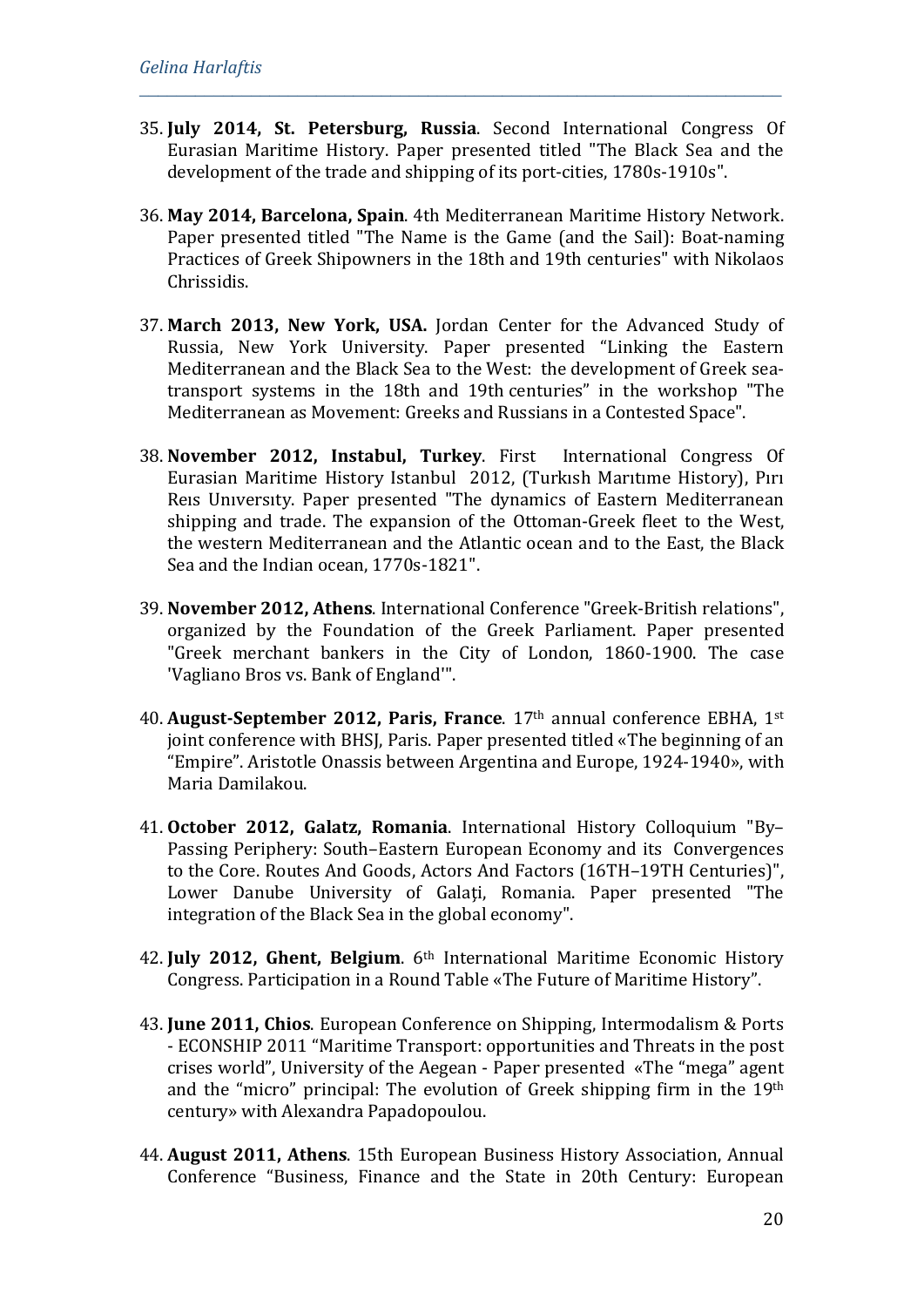35. **July 2014, St. Petersburg, Russia**. Second International Congress Of Eurasian Maritime History. Paper presented titled "The Black Sea and the development of the trade and shipping of its port-cities, 1780s-1910s".

36. **May 2014, Barcelona, Spain**. 4th Mediterranean Maritime History Network. Paper presented titled "The Name is the Game (and the Sail): Boat-naming Practices of Greek Shipowners in the 18th and 19th centuries" with Nikolaos Chrissidis.

37. **March 2013, New York, USA.** Jordan Center for the Advanced Study of Russia, New York University. Paper presented "Linking the Eastern Mediterranean and the Black Sea to the West: the development of Greek sea-transport systems in the 18th and 19th centuries" in the workshop "The Mediterranean as Movement: Greeks and Russians in a Contested Space".

38. **November 2012, Instabul, Turkey**. First International Congress Of Eurasian Maritime History Istanbul 2012, (Turkısh Marıtıme History), Pırı Reıs Unıversıty. Paper presented "The dynamics of Eastern Mediterranean shipping and trade. The expansion of the Ottoman-Greek fleet to the West, the western Mediterranean and the Atlantic ocean and to the East, the Black Sea and the Indian ocean, 1770s-1821".

39. **November 2012, Athens**. International Conference "Greek-British relations", organized by the Foundation of the Greek Parliament. Paper presented "Greek merchant bankers in the City of London, 1860-1900. The case 'Vagliano Bros vs. Bank of England'".

40. **August-September 2012, Paris, France**. 17th annual conference EBHA, 1st joint conference with BHSJ, Paris. Paper presented titled «The beginning of an "Empire". Aristotle Onassis between Argentina and Europe, 1924-1940», with Maria Damilakou.

41. **October 2012, Galatz, Romania**. International History Colloquium "By–Passing Periphery: South–Eastern European Economy and its Convergences to the Core. Routes And Goods, Actors And Factors (16TH–19TH Centuries)", Lower Danube University of Galaţi, Romania. Paper presented "The integration of the Black Sea in the global economy".

42. **July 2012, Ghent, Belgium**. 6th International Maritime Economic History Congress. Participation in a Round Table «The Future of Maritime History".

43. **June 2011, Chios**. European Conference on Shipping, Intermodalism & Ports - ECONSHIP 2011 "Maritime Transport: opportunities and Threats in the post crises world", University of the Aegean - Paper presented «The "mega" agent and the "micro" principal: The evolution of Greek shipping firm in the 19th century» with Alexandra Papadopoulou.

44. **August 2011, Athens**. 15th European Business History Association, Annual Conference "Business, Finance and the State in 20th Century: European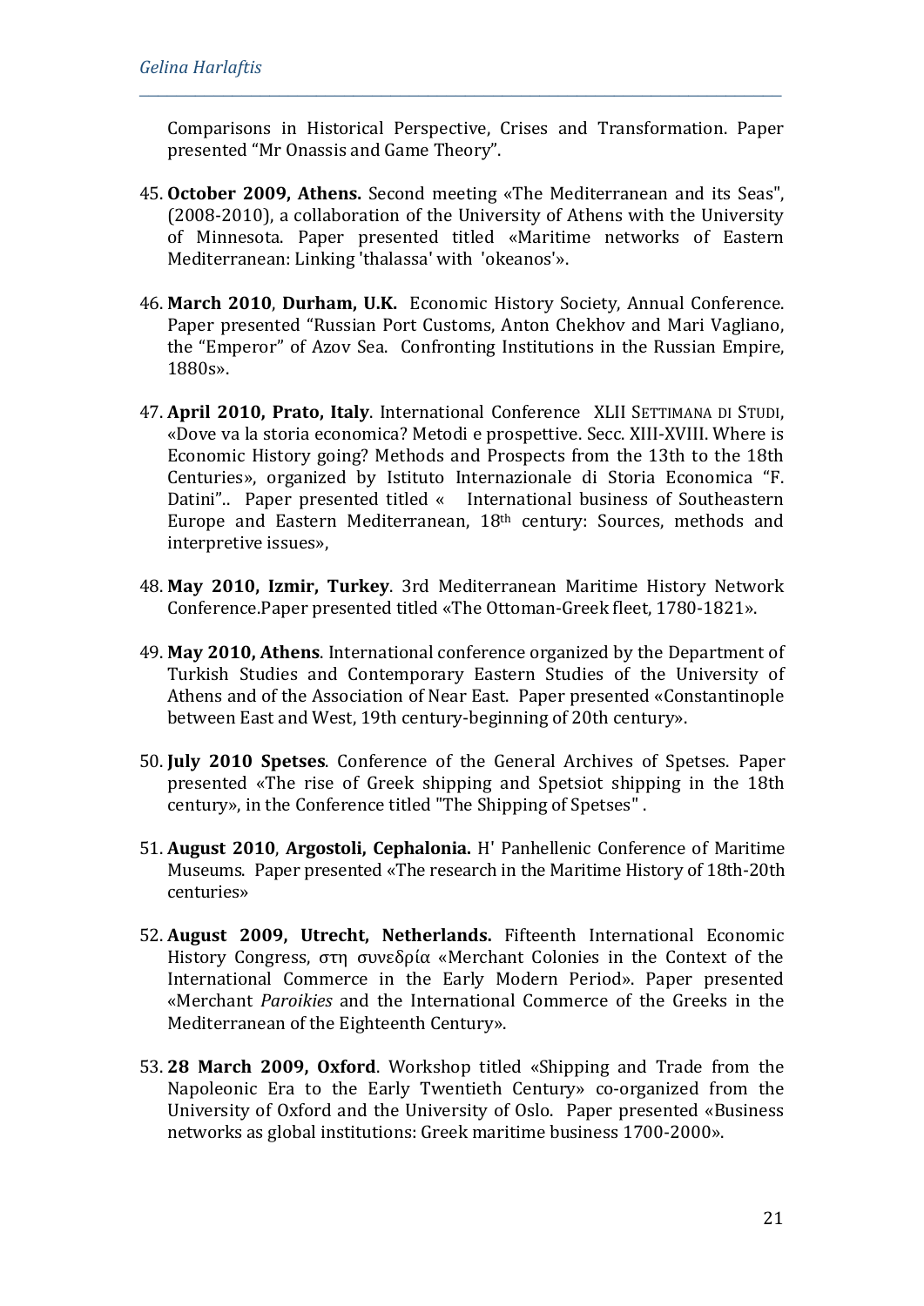Comparisons in Historical Perspective, Crises and Transformation. Paper presented "Mr Onassis and Game Theory".

45. **October 2009, Athens.** Second meeting «The Mediterranean and its Seas", (2008-2010), a collaboration of the University of Athens with the University of Minnesota. Paper presented titled «Maritime networks of Eastern Mediterranean: Linking 'thalassa' with 'okeanos'».

46. **March 2010**, **Durham, U.K.** Economic History Society, Annual Conference. Paper presented "Russian Port Customs, Anton Chekhov and Mari Vagliano, the "Emperor" of Azov Sea. Confronting Institutions in the Russian Empire, 1880s».

47. **April 2010, Prato, Italy**. International Conference XLII SETTIMANA DI STUDI, «Dove va la storia economica? Metodi e prospettive. Secc. XIII-XVIII. Where is Economic History going? Methods and Prospects from the 13th to the 18th Centuries», organized by Istituto Internazionale di Storia Economica "F. Datini".. Paper presented titled « International business of Southeastern Europe and Eastern Mediterranean, 18th century: Sources, methods and interpretive issues»,

48. **May 2010, Izmir, Turkey**. 3rd Mediterranean Maritime History Network Conference.Paper presented titled «The Ottoman-Greek fleet, 1780-1821».

49. **May 2010, Athens**. International conference organized by the Department of Turkish Studies and Contemporary Eastern Studies of the University of Athens and of the Association of Near East. Paper presented «Constantinople between East and West, 19th century-beginning of 20th century».

50. **July 2010 Spetses**. Conference of the General Archives of Spetses. Paper presented «The rise of Greek shipping and Spetsiot shipping in the 18th century», in the Conference titled "The Shipping of Spetses" .

51. **August 2010**, **Argostoli, Cephalonia.** H' Panhellenic Conference of Maritime Museums. Paper presented «The research in the Maritime History of 18th-20th centuries»

52. **August 2009, Utrecht, Netherlands.** Fifteenth International Economic History Congress, στη συνεδρία «Merchant Colonies in the Context of the International Commerce in the Early Modern Period». Paper presented «Merchant *Paroikies* and the International Commerce of the Greeks in the Mediterranean of the Eighteenth Century».

53. **28 March 2009, Oxford**. Workshop titled «Shipping and Trade from the Napoleonic Era to the Early Twentieth Century» co-organized from the University of Oxford and the University of Oslo. Paper presented «Business networks as global institutions: Greek maritime business 1700-2000».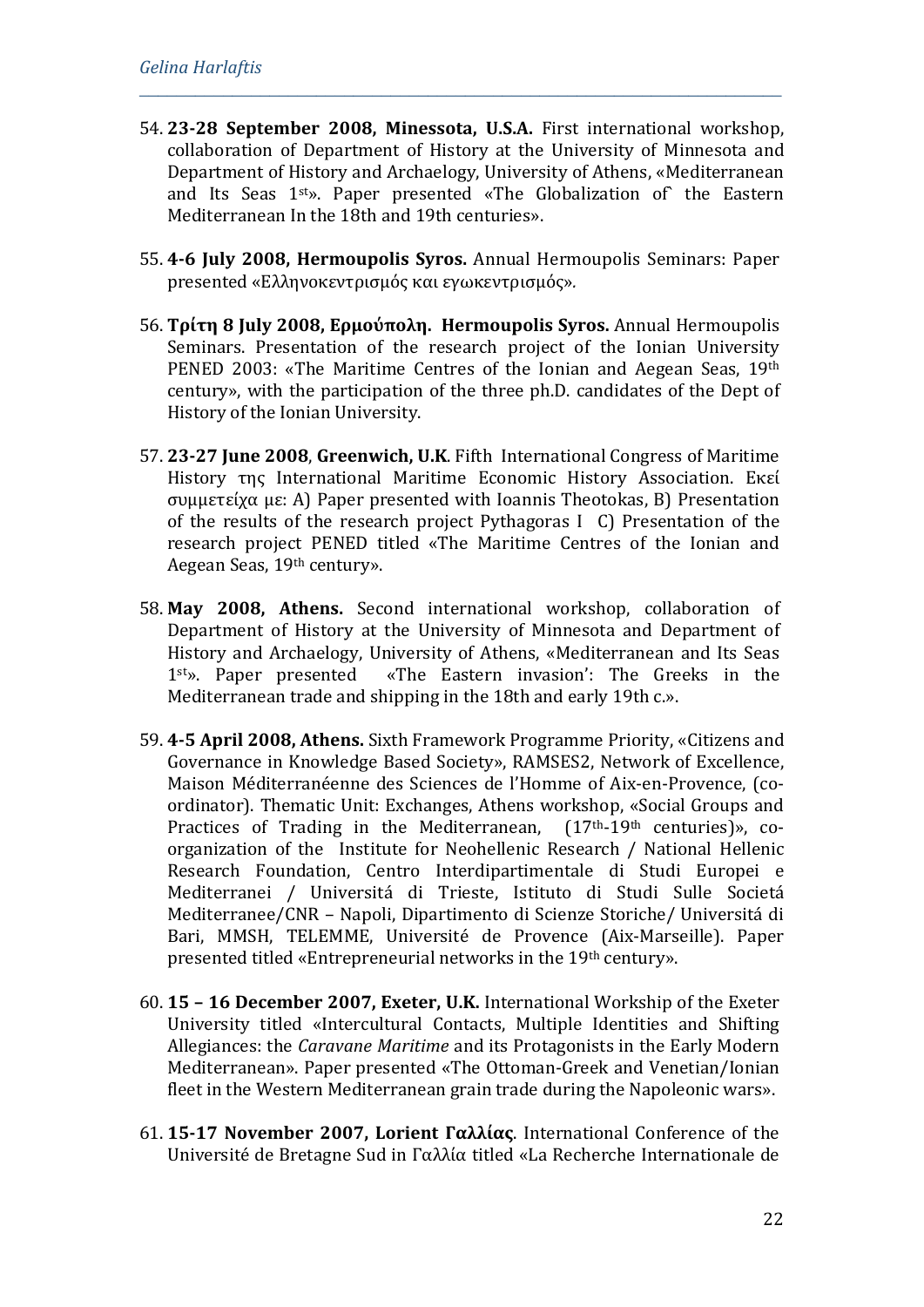54. **23-28 September 2008, Minessota, U.S.A.** First international workshop, collaboration of Department of History at the University of Minnesota and Department of History and Archaelogy, University of Athens, «Mediterranean and Its Seas 1st». Paper presented «The Globalization of the Eastern Mediterranean In the 18th and 19th centuries».

55. **4-6 July 2008, Hermoupolis Syros.** Annual Hermoupolis Seminars: Paper presented «Ελληνοκεντρισμός και εγωκεντρισμός».

56. **Τρίτη 8 July 2008, Ερμούπολη. Hermoupolis Syros.** Annual Hermoupolis Seminars. Presentation of the research project of the Ionian University PENED 2003: «The Maritime Centres of the Ionian and Aegean Seas, 19th century», with the participation of the three ph.D. candidates of the Dept of History of the Ionian University.

57. **23-27 June 2008**, **Greenwich, U.K**. Fifth International Congress of Maritime History της International Maritime Economic History Association. Εκεί συμμετείχα με: A) Paper presented with Ioannis Theotokas, B) Presentation of the results of the research project Pythagoras I C) Presentation of the research project PENED titled «The Maritime Centres of the Ionian and Aegean Seas, 19th century».

58. **May 2008, Athens.** Second international workshop, collaboration of Department of History at the University of Minnesota and Department of History and Archaelogy, University of Athens, «Mediterranean and Its Seas 1st». Paper presented «The Eastern invasion': The Greeks in the Mediterranean trade and shipping in the 18th and early 19th c.».

59. **4-5 April 2008, Athens.** Sixth Framework Programme Priority, «Citizens and Governance in Knowledge Based Society», RAMSES2, Network of Excellence, Maison Méditerranéenne des Sciences de l'Homme of Aix-en-Provence, (co-ordinator). Thematic Unit: Exchanges, Athens workshop, «Social Groups and Practices of Trading in the Mediterranean, (17th-19th centuries)», co-organization of the Institute for Neohellenic Research / National Hellenic Research Foundation, Centro Interdipartimentale di Studi Europei e Mediterranei / Universitá di Trieste, Istituto di Studi Sulle Societá Mediterranee/CNR – Napoli, Dipartimento di Scienze Storiche/ Universitá di Bari, MMSH, TELEMME, Université de Provence (Aix-Marseille). Paper presented titled «Entrepreneurial networks in the 19th century».

60. **15 – 16 December 2007, Exeter, U.K.** International Workship of the Exeter University titled «Intercultural Contacts, Multiple Identities and Shifting Allegiances: the *Caravane Maritime* and its Protagonists in the Early Modern Mediterranean». Paper presented «The Ottoman-Greek and Venetian/Ionian fleet in the Western Mediterranean grain trade during the Napoleonic wars».

61. **15-17 November 2007, Lorient Γαλλίας**. International Conference of the Université de Bretagne Sud in Γαλλία titled «La Recherche Internationale de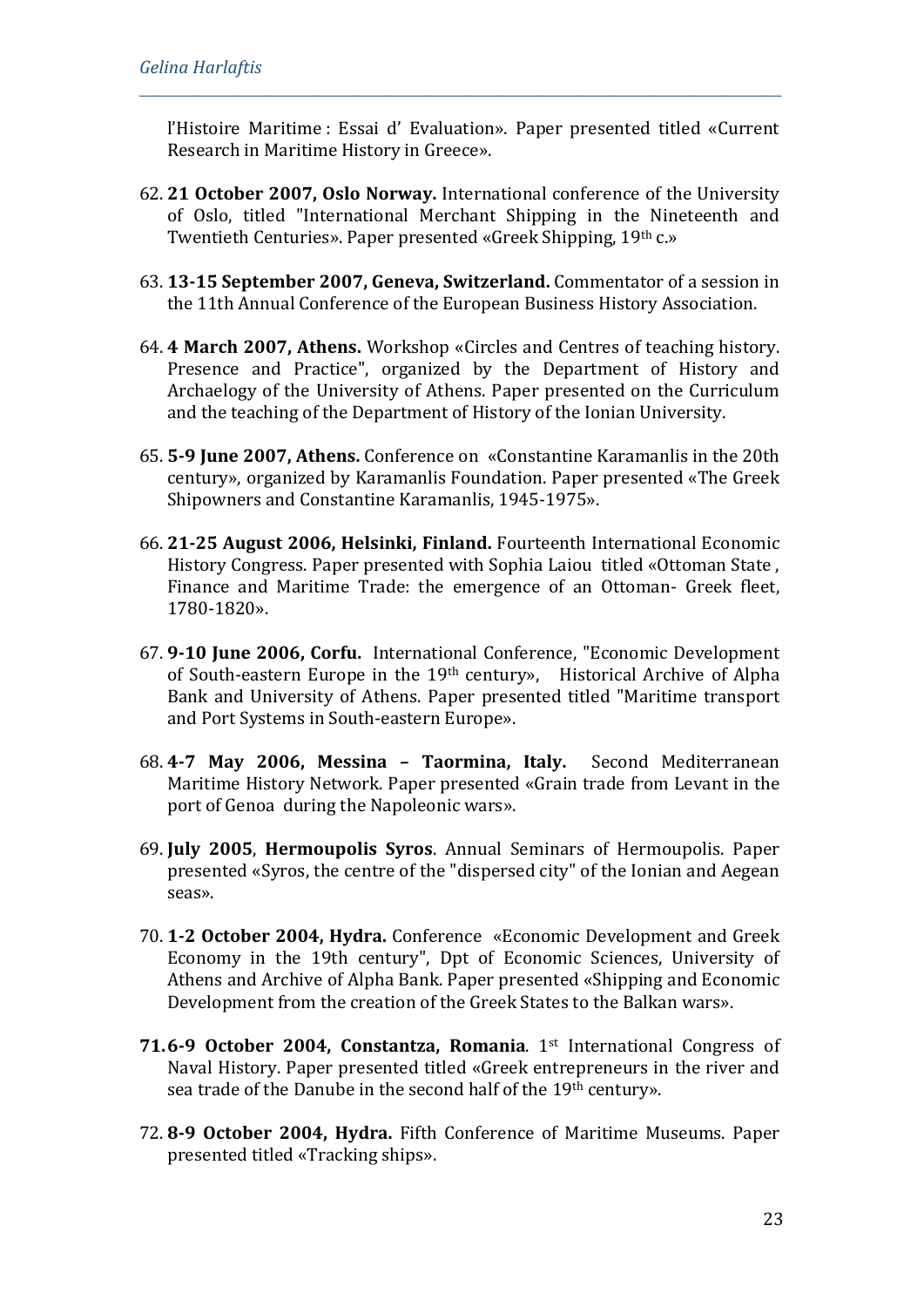l'Histoire Maritime : Essai d' Evaluation». Paper presented titled «Current Research in Maritime History in Greece».

62. **21 October 2007, Oslo Norway.** International conference of the University of Oslo, titled "International Merchant Shipping in the Nineteenth and Twentieth Centuries». Paper presented «Greek Shipping, 19th c.»

63. **13-15 September 2007, Geneva, Switzerland.** Commentator of a session in the 11th Annual Conference of the European Business History Association.

64. **4 March 2007, Athens.** Workshop «Circles and Centres of teaching history. Presence and Practice", organized by the Department of History and Archaelogy of the University of Athens. Paper presented on the Curriculum and the teaching of the Department of History of the Ionian University.

65. **5-9 June 2007, Athens.** Conference on «Constantine Karamanlis in the 20th century», organized by Karamanlis Foundation. Paper presented «The Greek Shipowners and Constantine Karamanlis, 1945-1975».

66. **21-25 August 2006, Helsinki, Finland.** Fourteenth International Economic History Congress. Paper presented with Sophia Laiou titled «Ottoman State , Finance and Maritime Trade: the emergence of an Ottoman- Greek fleet, 1780-1820».

67. **9-10 June 2006, Corfu.** International Conference, "Economic Development of South-eastern Europe in the 19th century», Historical Archive of Alpha Bank and University of Athens. Paper presented titled "Maritime transport and Port Systems in South-eastern Europe».

68. **4-7 May 2006, Messina – Taormina, Italy.** Second Mediterranean Maritime History Network. Paper presented «Grain trade from Levant in the port of Genoa during the Napoleonic wars».

69. **July 2005**, **Hermoupolis Syros**. Annual Seminars of Hermoupolis. Paper presented «Syros, the centre of the "dispersed city" of the Ionian and Aegean seas».

70. **1-2 October 2004, Hydra.** Conference «Economic Development and Greek Economy in the 19th century", Dpt of Economic Sciences, University of Athens and Archive of Alpha Bank. Paper presented «Shipping and Economic Development from the creation of the Greek States to the Balkan wars».

71. **6-9 October 2004, Constantza, Romania**. 1st International Congress of Naval History. Paper presented titled «Greek entrepreneurs in the river and sea trade of the Danube in the second half of the 19th century».

72. **8-9 October 2004, Hydra.** Fifth Conference of Maritime Museums. Paper presented titled «Tracking ships».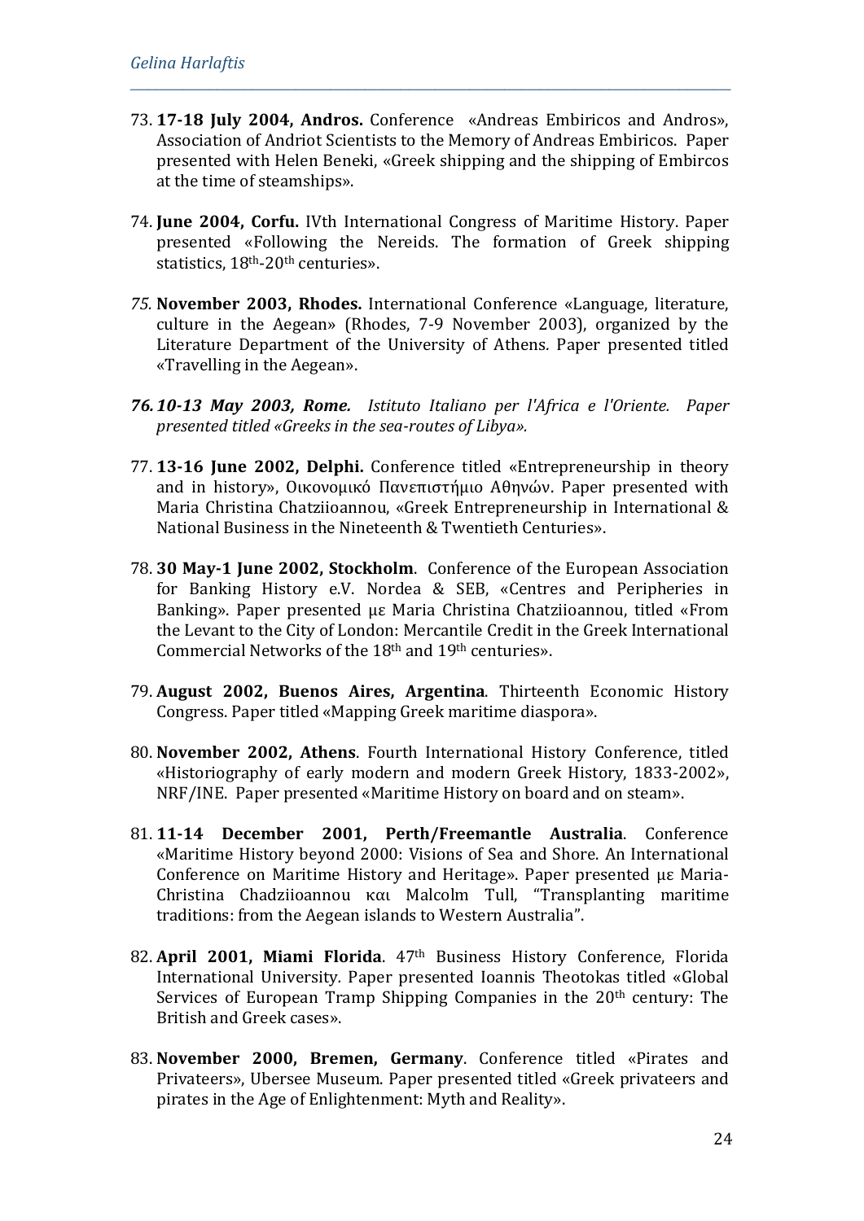73. **17-18 July 2004, Andros.** Conference «Andreas Embiricos and Andros», Association of Andriot Scientists to the Memory of Andreas Embiricos. Paper presented with Helen Beneki, «Greek shipping and the shipping of Embircos at the time of steamships».

74. **June 2004, Corfu.** IVth International Congress of Maritime History. Paper presented «Following the Nereids. The formation of Greek shipping statistics, 18th-20th centuries».

75. **November 2003, Rhodes.** International Conference «Language, literature, culture in the Aegean» (Rhodes, 7-9 November 2003), organized by the Literature Department of the University of Athens. Paper presented titled «Travelling in the Aegean».

76. ***10-13 May 2003, Rome.*** *Istituto Italiano per l'Africa e l'Oriente. Paper presented titled «Greeks in the sea-routes of Libya».*

77. **13-16 June 2002, Delphi.** Conference titled «Entrepreneurship in theory and in history», Οικονομικό Πανεπιστήμιο Αθηνών. Paper presented with Maria Christina Chatziioannou, «Greek Entrepreneurship in International & National Business in the Nineteenth & Twentieth Centuries».

78. **30 May-1 June 2002, Stockholm**. Conference of the European Association for Banking History e.V. Nordea & SEB, «Centres and Peripheries in Banking». Paper presented με Maria Christina Chatziioannou, titled «From the Levant to the City of London: Mercantile Credit in the Greek International Commercial Networks of the 18th and 19th centuries».

79. **August 2002, Buenos Aires, Argentina**. Thirteenth Economic History Congress. Paper titled «Mapping Greek maritime diaspora».

80. **November 2002, Athens**. Fourth International History Conference, titled «Historiography of early modern and modern Greek History, 1833-2002», NRF/INE. Paper presented «Maritime History on board and on steam».

81. **11-14 December 2001, Perth/Freemantle Australia**. Conference «Maritime History beyond 2000: Visions of Sea and Shore. An International Conference on Maritime History and Heritage». Paper presented με Maria-Christina Chadziioannou και Malcolm Tull, "Transplanting maritime traditions: from the Aegean islands to Western Australia".

82. **April 2001, Miami Florida**. 47th Business History Conference, Florida International University. Paper presented Ioannis Theotokas titled «Global Services of European Tramp Shipping Companies in the 20th century: The British and Greek cases».

83. **November 2000, Bremen, Germany**. Conference titled «Pirates and Privateers», Ubersee Museum. Paper presented titled «Greek privateers and pirates in the Age of Enlightenment: Myth and Reality».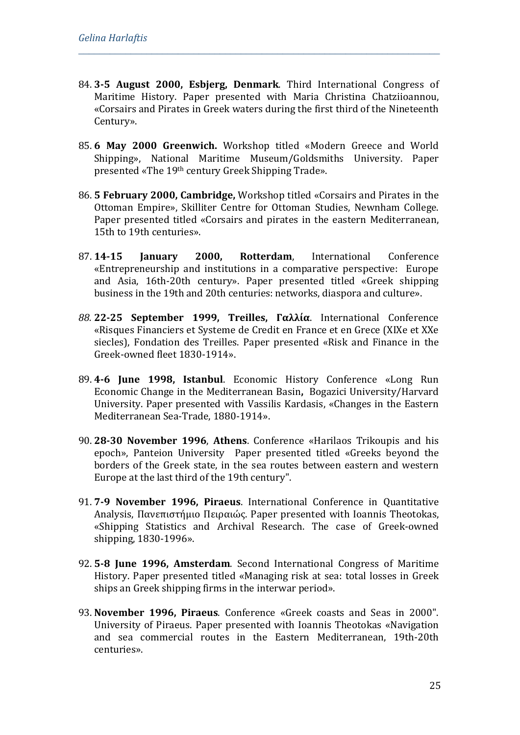84. **3-5 August 2000, Esbjerg, Denmark**. Third International Congress of Maritime History. Paper presented with Maria Christina Chatziioannou, «Corsairs and Pirates in Greek waters during the first third of the Nineteenth Century».

85. **6 May 2000 Greenwich.** Workshop titled «Modern Greece and World Shipping», National Maritime Museum/Goldsmiths University. Paper presented «The 19th century Greek Shipping Trade».

86. **5 February 2000, Cambridge,** Workshop titled «Corsairs and Pirates in the Ottoman Empire», Skilliter Centre for Ottoman Studies, Newnham College. Paper presented titled «Corsairs and pirates in the eastern Mediterranean, 15th to 19th centuries».

87. **14-15 January 2000, Rotterdam**, International Conference «Entrepreneurship and institutions in a comparative perspective: Europe and Asia, 16th-20th century». Paper presented titled «Greek shipping business in the 19th and 20th centuries: networks, diaspora and culture».

88. **22-25 September 1999, Treilles, Γαλλία**. International Conference «Risques Financiers et Systeme de Credit en France et en Grece (XIXe et XXe siecles), Fondation des Treilles. Paper presented «Risk and Finance in the Greek-owned fleet 1830-1914».

89. **4-6 June 1998, Istanbul**. Economic History Conference «Long Run Economic Change in the Mediterranean Basin**,** Bogazici University/Harvard University. Paper presented with Vassilis Kardasis, «Changes in the Eastern Mediterranean Sea-Trade, 1880-1914».

90. **28-30 November 1996**, **Athens**. Conference «Harilaos Trikoupis and his epoch», Panteion University Paper presented titled «Greeks beyond the borders of the Greek state, in the sea routes between eastern and western Europe at the last third of the 19th century".

91. **7-9 November 1996, Piraeus**. International Conference in Quantitative Analysis, Πανεπιστήμιο Πειραιώς. Paper presented with Ioannis Theotokas, «Shipping Statistics and Archival Research. The case of Greek-owned shipping, 1830-1996».

92. **5-8 June 1996, Amsterdam**. Second International Congress of Maritime History. Paper presented titled «Managing risk at sea: total losses in Greek ships an Greek shipping firms in the interwar period».

93. **November 1996, Piraeus**. Conference «Greek coasts and Seas in 2000". University of Piraeus. Paper presented with Ioannis Theotokas «Navigation and sea commercial routes in the Eastern Mediterranean, 19th-20th centuries».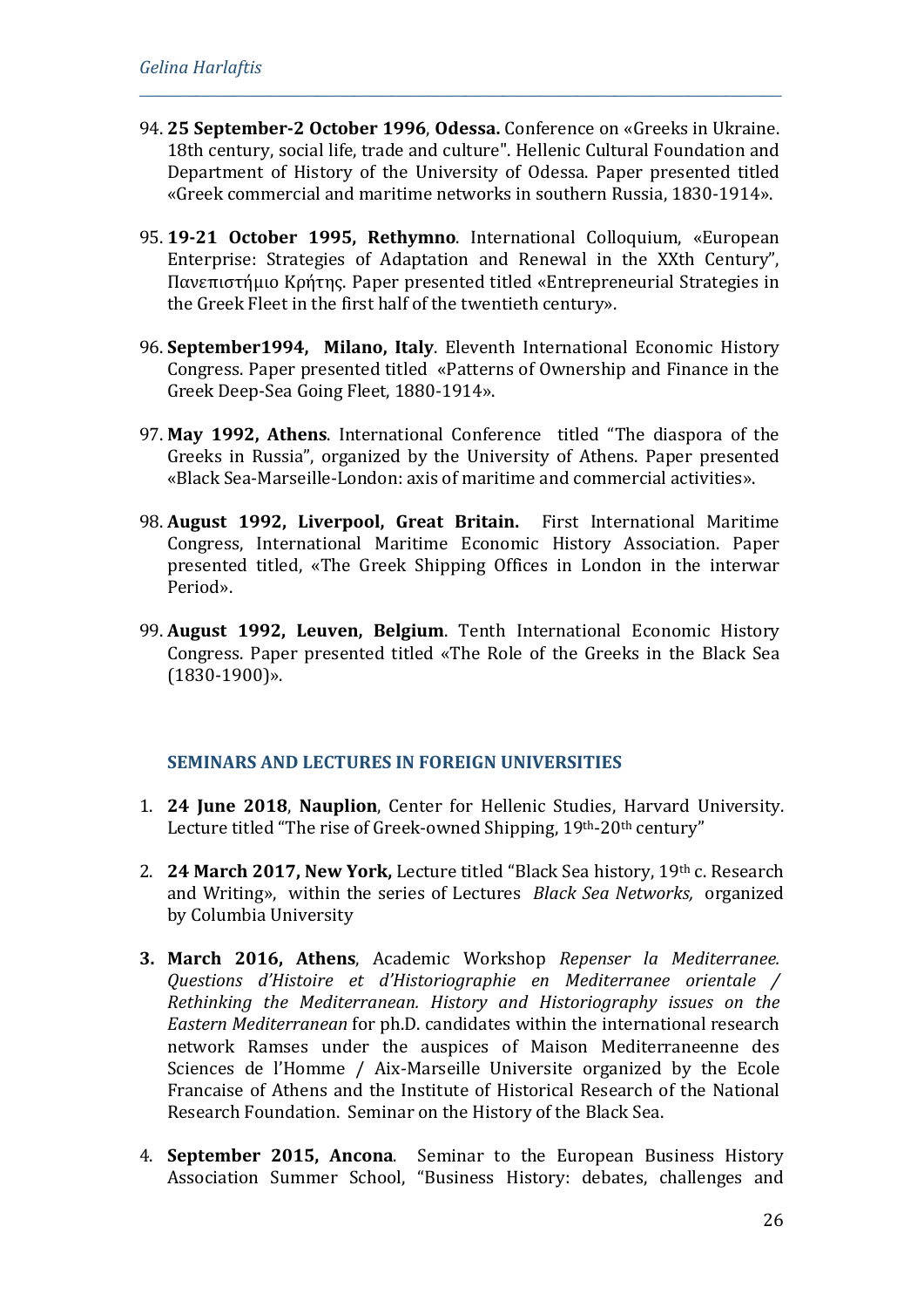94. **25 September-2 October 1996**, **Odessa.** Conference on «Greeks in Ukraine. 18th century, social life, trade and culture". Hellenic Cultural Foundation and Department of History of the University of Odessa. Paper presented titled «Greek commercial and maritime networks in southern Russia, 1830-1914».

95. **19-21 October 1995, Rethymno**. International Colloquium, «European Enterprise: Strategies of Adaptation and Renewal in the XXth Century", Πανεπιστήμιο Κρήτης. Paper presented titled «Entrepreneurial Strategies in the Greek Fleet in the first half of the twentieth century».

96. **September1994, Milano, Italy**. Eleventh International Economic History Congress. Paper presented titled «Patterns of Ownership and Finance in the Greek Deep-Sea Going Fleet, 1880-1914».

97. **May 1992, Athens**. International Conference titled "The diaspora of the Greeks in Russia", organized by the University of Athens. Paper presented «Black Sea-Marseille-London: axis of maritime and commercial activities».

98. **August 1992, Liverpool, Great Britain.** First International Maritime Congress, International Maritime Economic History Association. Paper presented titled, «The Greek Shipping Offices in London in the interwar Period».

99. **August 1992, Leuven, Belgium**. Tenth International Economic History Congress. Paper presented titled «The Role of the Greeks in the Black Sea (1830-1900)».

## SEMINARS AND LECTURES IN FOREIGN UNIVERSITIES

1. **24 June 2018**, **Nauplion**, Center for Hellenic Studies, Harvard University. Lecture titled "The rise of Greek-owned Shipping, 19th-20th century"

2. **24 March 2017, New York,** Lecture titled "Black Sea history, 19th c. Research and Writing», within the series of Lectures *Black Sea Networks,* organized by Columbia University

3. **March 2016, Athens**, Academic Workshop *Repenser la Mediterranee. Questions d'Histoire et d'Historiographie en Mediterranee orientale / Rethinking the Mediterranean. History and Historiography issues on the Eastern Mediterranean* for ph.D. candidates within the international research network Ramses under the auspices of Maison Mediterraneenne des Sciences de l'Homme / Aix-Marseille Universite organized by the Ecole Francaise of Athens and the Institute of Historical Research of the National Research Foundation. Seminar on the History of the Black Sea.

4. **September 2015, Ancona**. Seminar to the European Business History Association Summer School, "Business History: debates, challenges and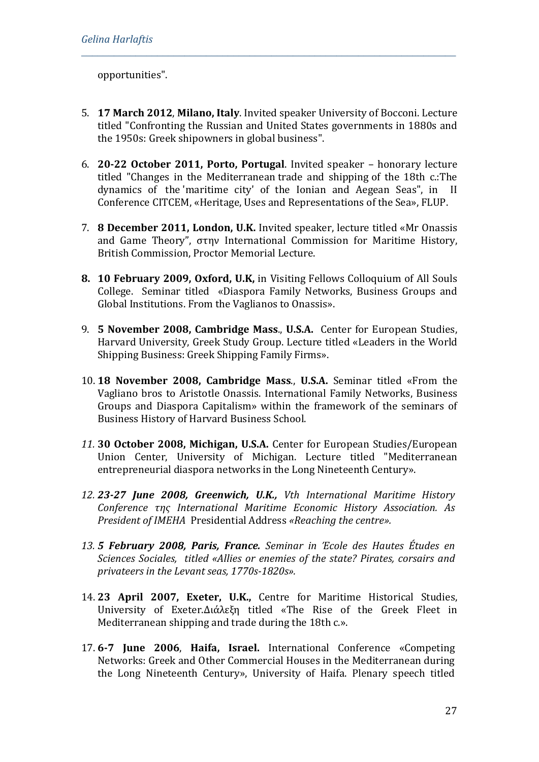opportunities".

5. **17 March 2012**, **Milano, Italy**. Invited speaker University of Bocconi. Lecture titled "Confronting the Russian and United States governments in 1880s and the 1950s: Greek shipowners in global business".

6. **20-22 October 2011, Porto, Portugal**. Invited speaker – honorary lecture titled "Changes in the Mediterranean trade and shipping of the 18th c.:The dynamics of the 'maritime city' of the Ionian and Aegean Seas", in II Conference CITCEM, «Heritage, Uses and Representations of the Sea», FLUP.

7. **8 December 2011, London, U.K.** Invited speaker, lecture titled «Mr Onassis and Game Theory", στην International Commission for Maritime History, British Commission, Proctor Memorial Lecture.

8. **10 February 2009, Oxford, U.K,** in Visiting Fellows Colloquium of All Souls College. Seminar titled «Diaspora Family Networks, Business Groups and Global Institutions. From the Vaglianos to Onassis».

9. **5 November 2008, Cambridge Mass**., **U.S.A.** Center for European Studies, Harvard University, Greek Study Group. Lecture titled «Leaders in the World Shipping Business: Greek Shipping Family Firms».

10. **18 November 2008, Cambridge Mass**., **U.S.A.** Seminar titled «From the Vagliano bros to Aristotle Onassis. International Family Networks, Business Groups and Diaspora Capitalism» within the framework of the seminars of Business History of Harvard Business School.

11. **30 October 2008, Michigan, U.S.A.** Center for European Studies/European Union Center, University of Michigan. Lecture titled "Mediterranean entrepreneurial diaspora networks in the Long Nineteenth Century».

12. ***23-27 June 2008, Greenwich, U.K.,*** *Vth International Maritime History Conference της International Maritime Economic History Association. As President of IMEHA* Presidential Address *«Reaching the centre».*

13. ***5 February 2008, Paris, France.*** *Seminar in Έcole des Hautes Études en Sciences Sociales, titled «Allies or enemies of the state? Pirates, corsairs and privateers in the Levant seas, 1770s-1820s».*

14. **23 April 2007, Exeter, U.K.,** Centre for Maritime Historical Studies, University of Exeter.Διάλεξη titled «The Rise of the Greek Fleet in Mediterranean shipping and trade during the 18th c.».

17. **6-7 June 2006**, **Haifa, Israel.** International Conference «Competing Networks: Greek and Other Commercial Houses in the Mediterranean during the Long Nineteenth Century», University of Haifa. Plenary speech titled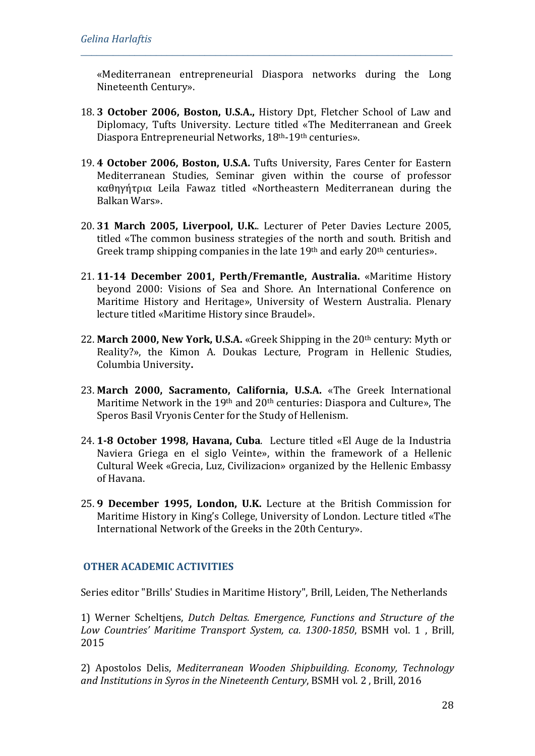«Mediterranean entrepreneurial Diaspora networks during the Long Nineteenth Century».

18. **3 October 2006, Boston, U.S.A.,** History Dpt, Fletcher School of Law and Diplomacy, Tufts University. Lecture titled «The Mediterranean and Greek Diaspora Entrepreneurial Networks, 18th-19th centuries».

19. **4 October 2006, Boston, U.S.A.** Tufts University, Fares Center for Eastern Mediterranean Studies, Seminar given within the course of professor καθηγήτρια Leila Fawaz titled «Northeastern Mediterranean during the Balkan Wars».

20. **31 March 2005, Liverpool, U.K.**. Lecturer of Peter Davies Lecture 2005, titled «The common business strategies of the north and south. British and Greek tramp shipping companies in the late 19th and early 20th centuries».

21. **11-14 December 2001, Perth/Fremantle, Australia.** «Maritime History beyond 2000: Visions of Sea and Shore. An International Conference on Maritime History and Heritage», University of Western Australia. Plenary lecture titled «Maritime History since Braudel».

22. **March 2000, New York, U.S.A.** «Greek Shipping in the 20th century: Myth or Reality?», the Kimon A. Doukas Lecture, Program in Hellenic Studies, Columbia University**.**

23. **March 2000, Sacramento, California, U.S.A.** «The Greek International Maritime Network in the 19th and 20th centuries: Diaspora and Culture», The Speros Basil Vryonis Center for the Study of Hellenism.

24. **1-8 October 1998, Havana, Cuba**. Lecture titled «El Auge de la Industria Naviera Griega en el siglo Veinte», within the framework of a Hellenic Cultural Week «Grecia, Luz, Civilizacion» organized by the Hellenic Embassy of Havana.

25. **9 December 1995, London, U.K.** Lecture at the British Commission for Maritime History in King's College, University of London. Lecture titled «The International Network of the Greeks in the 20th Century».

## OTHER ACADEMIC ACTIVITIES

Series editor "Brills' Studies in Maritime History", Brill, Leiden, The Netherlands

1) Werner Scheltjens, *Dutch Deltas. Emergence, Functions and Structure of the Low Countries' Maritime Transport System, ca. 1300-1850*, BSMH vol. 1 , Brill, 2015

2) Apostolos Delis, *Mediterranean Wooden Shipbuilding. Economy, Technology and Institutions in Syros in the Nineteenth Century*, BSMH vol. 2 , Brill, 2016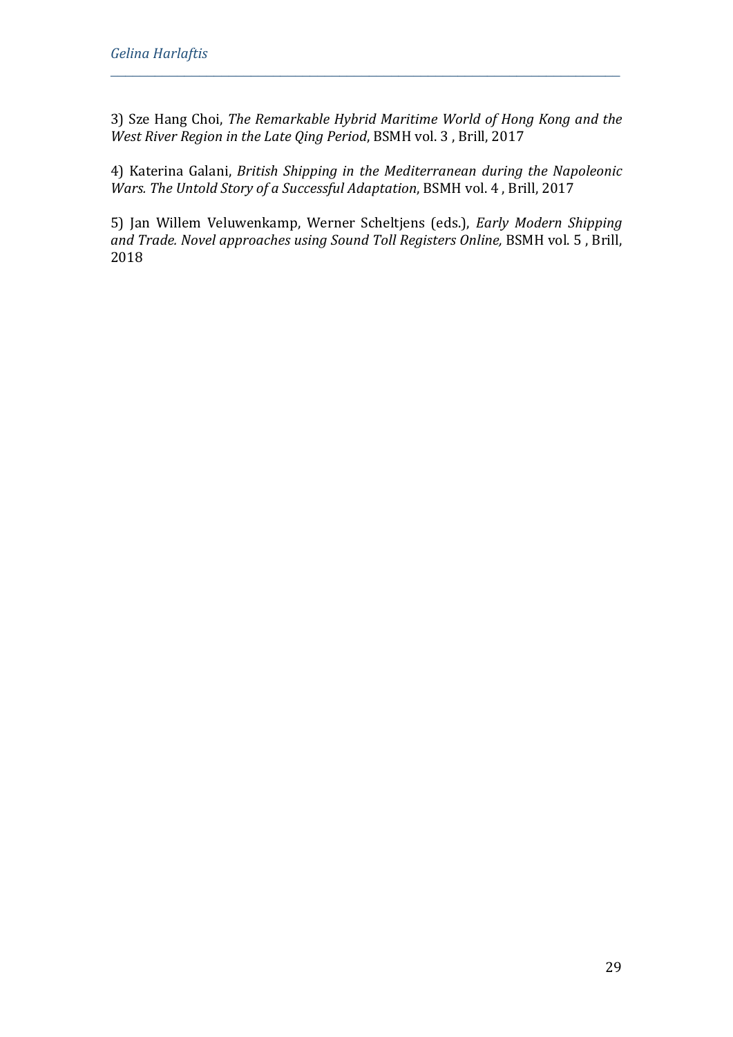3) Sze Hang Choi, *The Remarkable Hybrid Maritime World of Hong Kong and the West River Region in the Late Qing Period*, BSMH vol. 3 , Brill, 2017

4) Katerina Galani, *British Shipping in the Mediterranean during the Napoleonic Wars. The Untold Story of a Successful Adaptation*, BSMH vol. 4 , Brill, 2017

5) Jan Willem Veluwenkamp, Werner Scheltjens (eds.), *Early Modern Shipping and Trade. Novel approaches using Sound Toll Registers Online,* BSMH vol. 5 , Brill, 2018